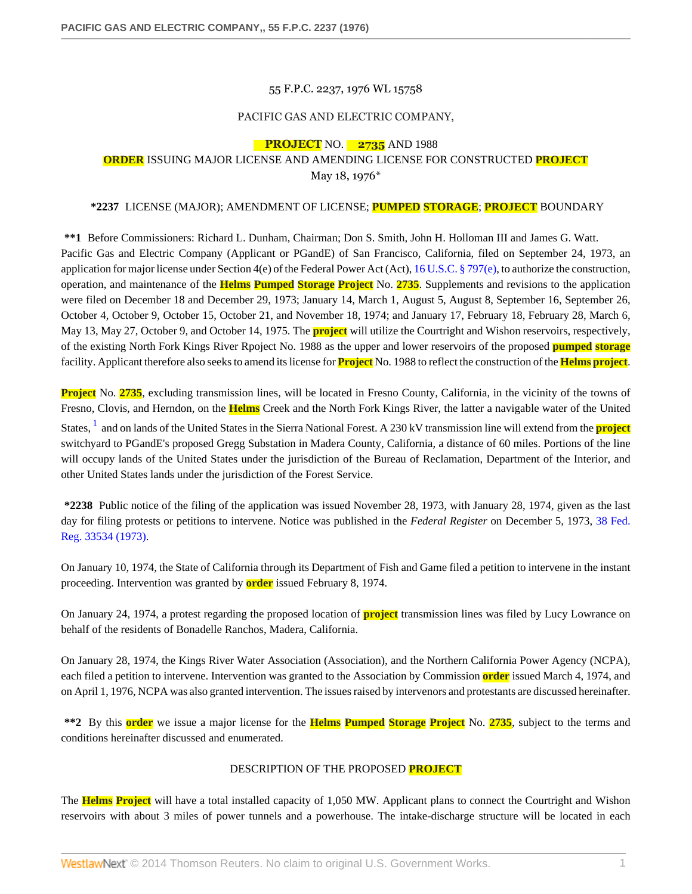55 F.P.C. 2237, 1976 WL 15758

PACIFIC GAS AND ELECTRIC COMPANY,

PROJECT NO. 2735 AND 1988

ORDER ISSUING MAJOR LICENSE AND AMENDING LICENSE FOR CONSTRUCTED PROJECT

May 18, 1976*

**\*2237** LICENSE (MAJOR); AMENDMENT OF LICENSE; PUMPED STORAGE; PROJECT BOUNDARY

**\*\*1** Before Commissioners: Richard L. Dunham, Chairman; Don S. Smith, John H. Holloman III and James G. Watt.

Pacific Gas and Electric Company (Applicant or PGandE) of San Francisco, California, filed on September 24, 1973, an application for major license under Section 4(e) of the Federal Power Act (Act), 16 U.S.C. § 797(e), to authorize the construction, operation, and maintenance of the Helms Pumped Storage Project No. 2735. Supplements and revisions to the application were filed on December 18 and December 29, 1973; January 14, March 1, August 5, August 8, September 16, September 26, October 4, October 9, October 15, October 21, and November 18, 1974; and January 17, February 18, February 28, March 6, May 13, May 27, October 9, and October 14, 1975. The project will utilize the Courtright and Wishon reservoirs, respectively, of the existing North Fork Kings River Rpoject No. 1988 as the upper and lower reservoirs of the proposed pumped storage facility. Applicant therefore also seeks to amend its license for Project No. 1988 to reflect the construction of the Helms project.

Project No. 2735, excluding transmission lines, will be located in Fresno County, California, in the vicinity of the towns of Fresno, Clovis, and Herndon, on the Helms Creek and the North Fork Kings River, the latter a navigable water of the United States, [1] and on lands of the United States in the Sierra National Forest. A 230 kV transmission line will extend from the project switchyard to PGandE's proposed Gregg Substation in Madera County, California, a distance of 60 miles. Portions of the line will occupy lands of the United States under the jurisdiction of the Bureau of Reclamation, Department of the Interior, and other United States lands under the jurisdiction of the Forest Service.

**\*2238** Public notice of the filing of the application was issued November 28, 1973, with January 28, 1974, given as the last day for filing protests or petitions to intervene. Notice was published in the *Federal Register* on December 5, 1973, 38 Fed. Reg. 33534 (1973).

On January 10, 1974, the State of California through its Department of Fish and Game filed a petition to intervene in the instant proceeding. Intervention was granted by order issued February 8, 1974.

On January 24, 1974, a protest regarding the proposed location of project transmission lines was filed by Lucy Lowrance on behalf of the residents of Bonadelle Ranchos, Madera, California.

On January 28, 1974, the Kings River Water Association (Association), and the Northern California Power Agency (NCPA), each filed a petition to intervene. Intervention was granted to the Association by Commission order issued March 4, 1974, and on April 1, 1976, NCPA was also granted intervention. The issues raised by intervenors and protestants are discussed hereinafter.

**\*\*2** By this order we issue a major license for the Helms Pumped Storage Project No. 2735, subject to the terms and conditions hereinafter discussed and enumerated.

## DESCRIPTION OF THE PROPOSED PROJECT

The Helms Project will have a total installed capacity of 1,050 MW. Applicant plans to connect the Courtright and Wishon reservoirs with about 3 miles of power tunnels and a powerhouse. The intake-discharge structure will be located in each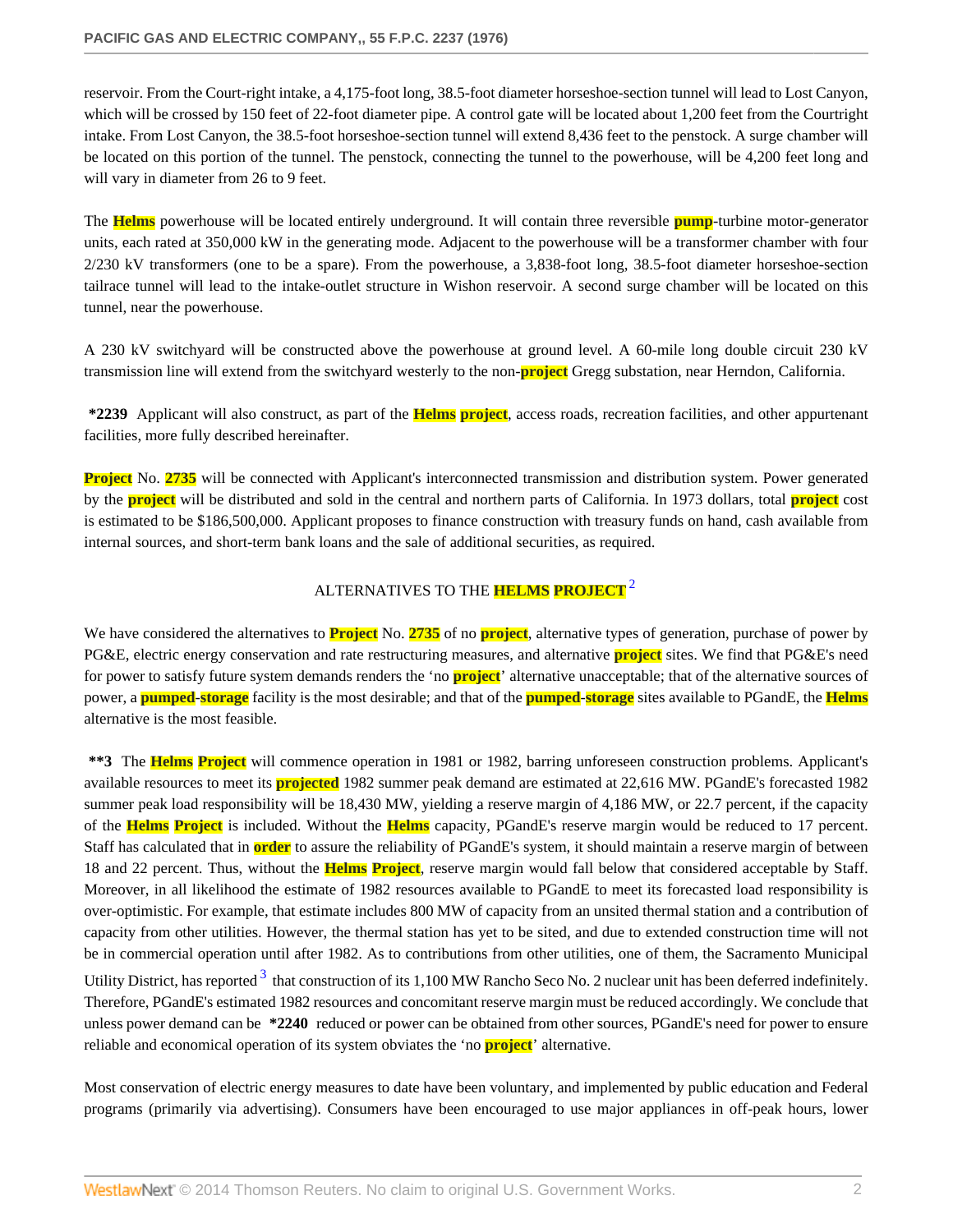reservoir. From the Court-right intake, a 4,175-foot long, 38.5-foot diameter horseshoe-section tunnel will lead to Lost Canyon, which will be crossed by 150 feet of 22-foot diameter pipe. A control gate will be located about 1,200 feet from the Courtright intake. From Lost Canyon, the 38.5-foot horseshoe-section tunnel will extend 8,436 feet to the penstock. A surge chamber will be located on this portion of the tunnel. The penstock, connecting the tunnel to the powerhouse, will be 4,200 feet long and will vary in diameter from 26 to 9 feet.

The Helms powerhouse will be located entirely underground. It will contain three reversible pump-turbine motor-generator units, each rated at 350,000 kW in the generating mode. Adjacent to the powerhouse will be a transformer chamber with four 2/230 kV transformers (one to be a spare). From the powerhouse, a 3,838-foot long, 38.5-foot diameter horseshoe-section tailrace tunnel will lead to the intake-outlet structure in Wishon reservoir. A second surge chamber will be located on this tunnel, near the powerhouse.

A 230 kV switchyard will be constructed above the powerhouse at ground level. A 60-mile long double circuit 230 kV transmission line will extend from the switchyard westerly to the non-project Gregg substation, near Herndon, California.

**\*2239** Applicant will also construct, as part of the Helms project, access roads, recreation facilities, and other appurtenant facilities, more fully described hereinafter.

Project No. 2735 will be connected with Applicant's interconnected transmission and distribution system. Power generated by the project will be distributed and sold in the central and northern parts of California. In 1973 dollars, total project cost is estimated to be $186,500,000. Applicant proposes to finance construction with treasury funds on hand, cash available from internal sources, and short-term bank loans and the sale of additional securities, as required.

## ALTERNATIVES TO THE HELMS PROJECT [2]

We have considered the alternatives to Project No. 2735 of no project, alternative types of generation, purchase of power by PG&E, electric energy conservation and rate restructuring measures, and alternative project sites. We find that PG&E's need for power to satisfy future system demands renders the 'no project' alternative unacceptable; that of the alternative sources of power, a pumped-storage facility is the most desirable; and that of the pumped-storage sites available to PGandE, the Helms alternative is the most feasible.

**\*\*3** The Helms Project will commence operation in 1981 or 1982, barring unforeseen construction problems. Applicant's available resources to meet its projected 1982 summer peak demand are estimated at 22,616 MW. PGandE's forecasted 1982 summer peak load responsibility will be 18,430 MW, yielding a reserve margin of 4,186 MW, or 22.7 percent, if the capacity of the Helms Project is included. Without the Helms capacity, PGandE's reserve margin would be reduced to 17 percent. Staff has calculated that in order to assure the reliability of PGandE's system, it should maintain a reserve margin of between 18 and 22 percent. Thus, without the Helms Project, reserve margin would fall below that considered acceptable by Staff. Moreover, in all likelihood the estimate of 1982 resources available to PGandE to meet its forecasted load responsibility is over-optimistic. For example, that estimate includes 800 MW of capacity from an unsited thermal station and a contribution of capacity from other utilities. However, the thermal station has yet to be sited, and due to extended construction time will not be in commercial operation until after 1982. As to contributions from other utilities, one of them, the Sacramento Municipal Utility District, has reported [3] that construction of its 1,100 MW Rancho Seco No. 2 nuclear unit has been deferred indefinitely. Therefore, PGandE's estimated 1982 resources and concomitant reserve margin must be reduced accordingly. We conclude that unless power demand can be **\*2240** reduced or power can be obtained from other sources, PGandE's need for power to ensure reliable and economical operation of its system obviates the 'no project' alternative.

Most conservation of electric energy measures to date have been voluntary, and implemented by public education and Federal programs (primarily via advertising). Consumers have been encouraged to use major appliances in off-peak hours, lower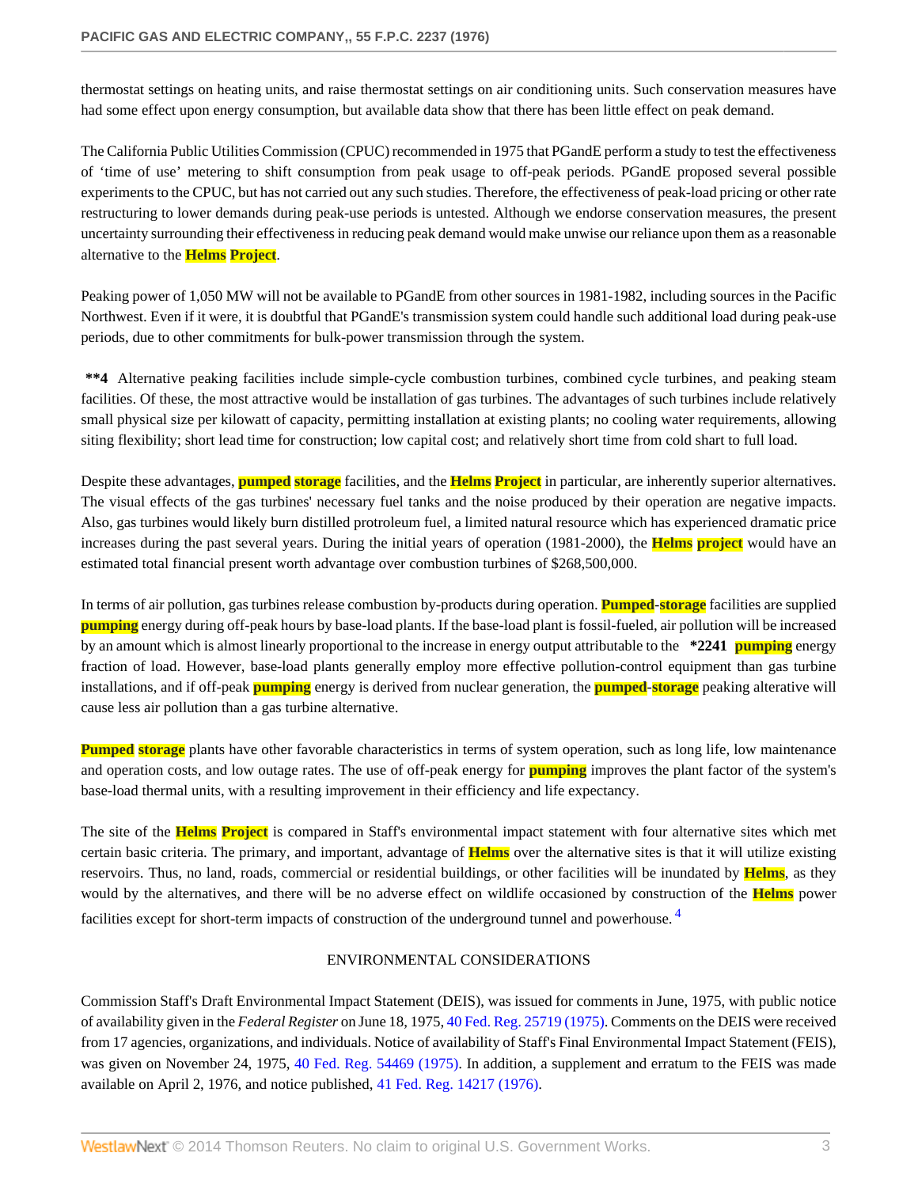thermostat settings on heating units, and raise thermostat settings on air conditioning units. Such conservation measures have had some effect upon energy consumption, but available data show that there has been little effect on peak demand.

The California Public Utilities Commission (CPUC) recommended in 1975 that PGandE perform a study to test the effectiveness of 'time of use' metering to shift consumption from peak usage to off-peak periods. PGandE proposed several possible experiments to the CPUC, but has not carried out any such studies. Therefore, the effectiveness of peak-load pricing or other rate restructuring to lower demands during peak-use periods is untested. Although we endorse conservation measures, the present uncertainty surrounding their effectiveness in reducing peak demand would make unwise our reliance upon them as a reasonable alternative to the Helms Project.

Peaking power of 1,050 MW will not be available to PGandE from other sources in 1981-1982, including sources in the Pacific Northwest. Even if it were, it is doubtful that PGandE's transmission system could handle such additional load during peak-use periods, due to other commitments for bulk-power transmission through the system.

**\*\*4** Alternative peaking facilities include simple-cycle combustion turbines, combined cycle turbines, and peaking steam facilities. Of these, the most attractive would be installation of gas turbines. The advantages of such turbines include relatively small physical size per kilowatt of capacity, permitting installation at existing plants; no cooling water requirements, allowing siting flexibility; short lead time for construction; low capital cost; and relatively short time from cold shart to full load.

Despite these advantages, pumped storage facilities, and the Helms Project in particular, are inherently superior alternatives. The visual effects of the gas turbines' necessary fuel tanks and the noise produced by their operation are negative impacts. Also, gas turbines would likely burn distilled protroleum fuel, a limited natural resource which has experienced dramatic price increases during the past several years. During the initial years of operation (1981-2000), the Helms project would have an estimated total financial present worth advantage over combustion turbines of $268,500,000.

In terms of air pollution, gas turbines release combustion by-products during operation. Pumped-storage facilities are supplied pumping energy during off-peak hours by base-load plants. If the base-load plant is fossil-fueled, air pollution will be increased by an amount which is almost linearly proportional to the increase in energy output attributable to the **\*2241** pumping energy fraction of load. However, base-load plants generally employ more effective pollution-control equipment than gas turbine installations, and if off-peak pumping energy is derived from nuclear generation, the pumped-storage peaking alterative will cause less air pollution than a gas turbine alternative.

Pumped storage plants have other favorable characteristics in terms of system operation, such as long life, low maintenance and operation costs, and low outage rates. The use of off-peak energy for pumping improves the plant factor of the system's base-load thermal units, with a resulting improvement in their efficiency and life expectancy.

The site of the Helms Project is compared in Staff's environmental impact statement with four alternative sites which met certain basic criteria. The primary, and important, advantage of Helms over the alternative sites is that it will utilize existing reservoirs. Thus, no land, roads, commercial or residential buildings, or other facilities will be inundated by Helms, as they would by the alternatives, and there will be no adverse effect on wildlife occasioned by construction of the Helms power facilities except for short-term impacts of construction of the underground tunnel and powerhouse. [4]

## ENVIRONMENTAL CONSIDERATIONS

Commission Staff's Draft Environmental Impact Statement (DEIS), was issued for comments in June, 1975, with public notice of availability given in the *Federal Register* on June 18, 1975, 40 Fed. Reg. 25719 (1975). Comments on the DEIS were received from 17 agencies, organizations, and individuals. Notice of availability of Staff's Final Environmental Impact Statement (FEIS), was given on November 24, 1975, 40 Fed. Reg. 54469 (1975). In addition, a supplement and erratum to the FEIS was made available on April 2, 1976, and notice published, 41 Fed. Reg. 14217 (1976).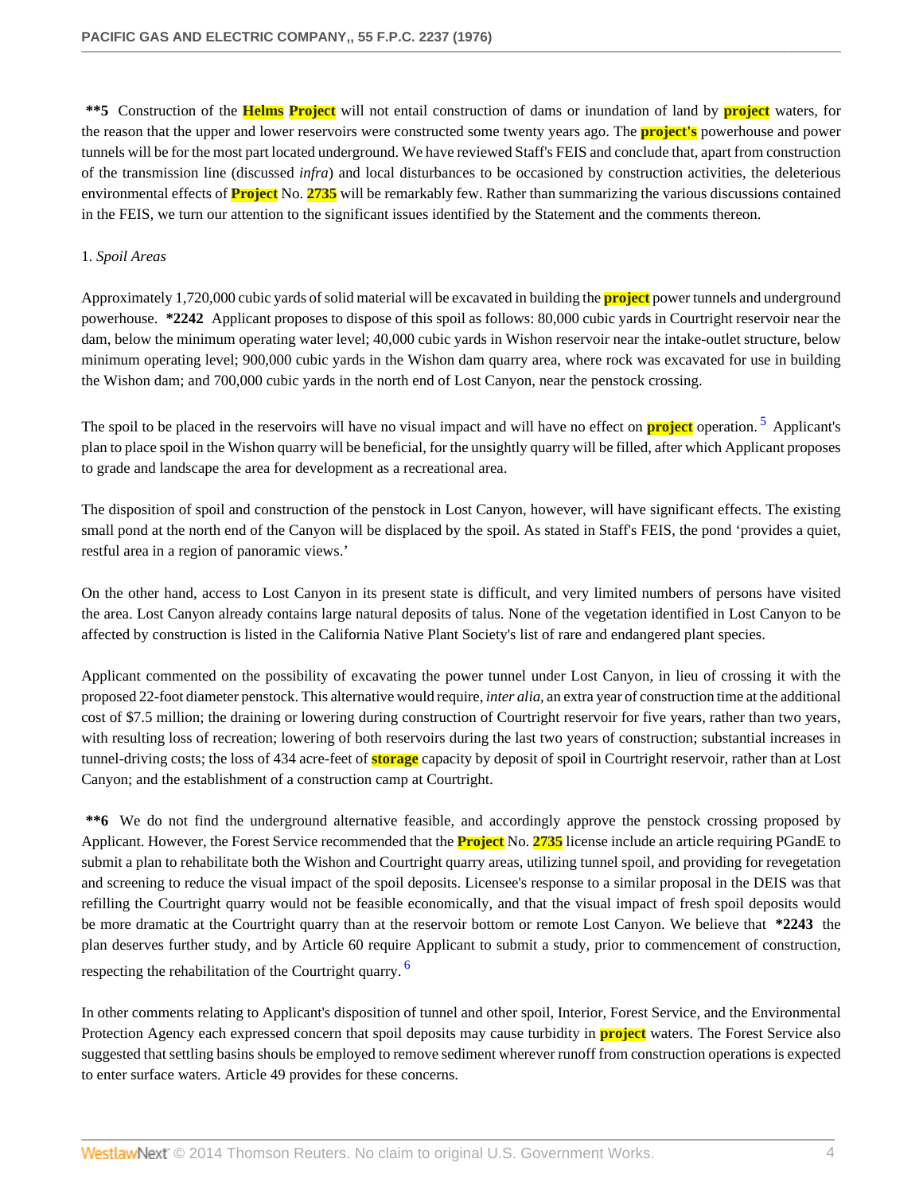**\*\*5** Construction of the Helms Project will not entail construction of dams or inundation of land by project waters, for the reason that the upper and lower reservoirs were constructed some twenty years ago. The project's powerhouse and power tunnels will be for the most part located underground. We have reviewed Staff's FEIS and conclude that, apart from construction of the transmission line (discussed *infra*) and local disturbances to be occasioned by construction activities, the deleterious environmental effects of Project No. 2735 will be remarkably few. Rather than summarizing the various discussions contained in the FEIS, we turn our attention to the significant issues identified by the Statement and the comments thereon.

1. *Spoil Areas*

Approximately 1,720,000 cubic yards of solid material will be excavated in building the project power tunnels and underground powerhouse. **\*2242** Applicant proposes to dispose of this spoil as follows: 80,000 cubic yards in Courtright reservoir near the dam, below the minimum operating water level; 40,000 cubic yards in Wishon reservoir near the intake-outlet structure, below minimum operating level; 900,000 cubic yards in the Wishon dam quarry area, where rock was excavated for use in building the Wishon dam; and 700,000 cubic yards in the north end of Lost Canyon, near the penstock crossing.

The spoil to be placed in the reservoirs will have no visual impact and will have no effect on project operation. [5] Applicant's plan to place spoil in the Wishon quarry will be beneficial, for the unsightly quarry will be filled, after which Applicant proposes to grade and landscape the area for development as a recreational area.

The disposition of spoil and construction of the penstock in Lost Canyon, however, will have significant effects. The existing small pond at the north end of the Canyon will be displaced by the spoil. As stated in Staff's FEIS, the pond 'provides a quiet, restful area in a region of panoramic views.'

On the other hand, access to Lost Canyon in its present state is difficult, and very limited numbers of persons have visited the area. Lost Canyon already contains large natural deposits of talus. None of the vegetation identified in Lost Canyon to be affected by construction is listed in the California Native Plant Society's list of rare and endangered plant species.

Applicant commented on the possibility of excavating the power tunnel under Lost Canyon, in lieu of crossing it with the proposed 22-foot diameter penstock. This alternative would require, *inter alia*, an extra year of construction time at the additional cost of $7.5 million; the draining or lowering during construction of Courtright reservoir for five years, rather than two years, with resulting loss of recreation; lowering of both reservoirs during the last two years of construction; substantial increases in tunnel-driving costs; the loss of 434 acre-feet of storage capacity by deposit of spoil in Courtright reservoir, rather than at Lost Canyon; and the establishment of a construction camp at Courtright.

**\*\*6** We do not find the underground alternative feasible, and accordingly approve the penstock crossing proposed by Applicant. However, the Forest Service recommended that the Project No. 2735 license include an article requiring PGandE to submit a plan to rehabilitate both the Wishon and Courtright quarry areas, utilizing tunnel spoil, and providing for revegetation and screening to reduce the visual impact of the spoil deposits. Licensee's response to a similar proposal in the DEIS was that refilling the Courtright quarry would not be feasible economically, and that the visual impact of fresh spoil deposits would be more dramatic at the Courtright quarry than at the reservoir bottom or remote Lost Canyon. We believe that **\*2243** the plan deserves further study, and by Article 60 require Applicant to submit a study, prior to commencement of construction, respecting the rehabilitation of the Courtright quarry. [6]

In other comments relating to Applicant's disposition of tunnel and other spoil, Interior, Forest Service, and the Environmental Protection Agency each expressed concern that spoil deposits may cause turbidity in project waters. The Forest Service also suggested that settling basins shouls be employed to remove sediment wherever runoff from construction operations is expected to enter surface waters. Article 49 provides for these concerns.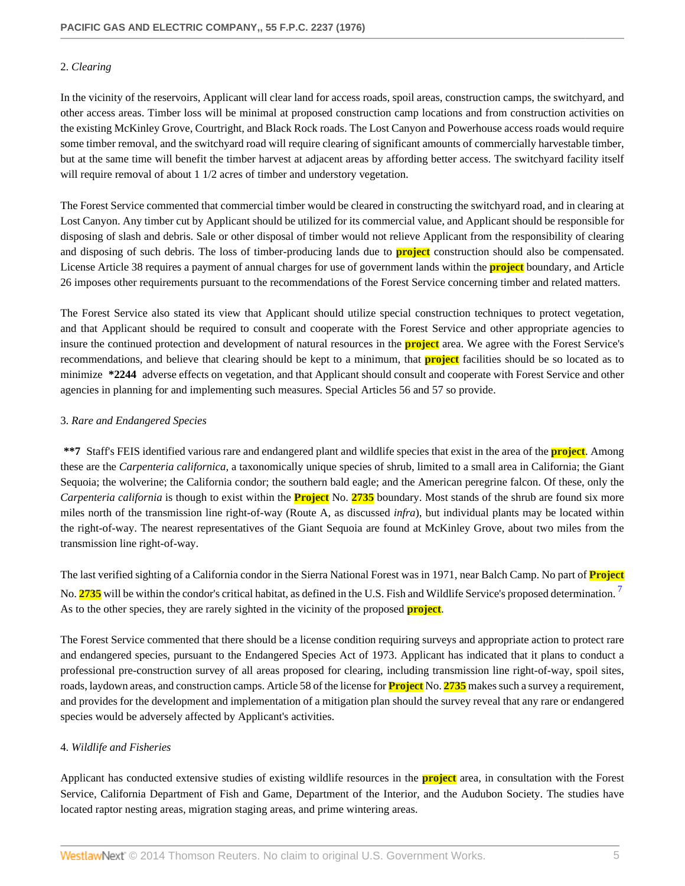2. *Clearing*

In the vicinity of the reservoirs, Applicant will clear land for access roads, spoil areas, construction camps, the switchyard, and other access areas. Timber loss will be minimal at proposed construction camp locations and from construction activities on the existing McKinley Grove, Courtright, and Black Rock roads. The Lost Canyon and Powerhouse access roads would require some timber removal, and the switchyard road will require clearing of significant amounts of commercially harvestable timber, but at the same time will benefit the timber harvest at adjacent areas by affording better access. The switchyard facility itself will require removal of about 1 1/2 acres of timber and understory vegetation.

The Forest Service commented that commercial timber would be cleared in constructing the switchyard road, and in clearing at Lost Canyon. Any timber cut by Applicant should be utilized for its commercial value, and Applicant should be responsible for disposing of slash and debris. Sale or other disposal of timber would not relieve Applicant from the responsibility of clearing and disposing of such debris. The loss of timber-producing lands due to project construction should also be compensated. License Article 38 requires a payment of annual charges for use of government lands within the project boundary, and Article 26 imposes other requirements pursuant to the recommendations of the Forest Service concerning timber and related matters.

The Forest Service also stated its view that Applicant should utilize special construction techniques to protect vegetation, and that Applicant should be required to consult and cooperate with the Forest Service and other appropriate agencies to insure the continued protection and development of natural resources in the project area. We agree with the Forest Service's recommendations, and believe that clearing should be kept to a minimum, that project facilities should be so located as to minimize **\*2244** adverse effects on vegetation, and that Applicant should consult and cooperate with Forest Service and other agencies in planning for and implementing such measures. Special Articles 56 and 57 so provide.

3. *Rare and Endangered Species*

**\*\*7** Staff's FEIS identified various rare and endangered plant and wildlife species that exist in the area of the project. Among these are the *Carpenteria californica*, a taxonomically unique species of shrub, limited to a small area in California; the Giant Sequoia; the wolverine; the California condor; the southern bald eagle; and the American peregrine falcon. Of these, only the *Carpenteria california* is though to exist within the Project No. 2735 boundary. Most stands of the shrub are found six more miles north of the transmission line right-of-way (Route A, as discussed *infra*), but individual plants may be located within the right-of-way. The nearest representatives of the Giant Sequoia are found at McKinley Grove, about two miles from the transmission line right-of-way.

The last verified sighting of a California condor in the Sierra National Forest was in 1971, near Balch Camp. No part of Project No. 2735 will be within the condor's critical habitat, as defined in the U.S. Fish and Wildlife Service's proposed determination. [7] As to the other species, they are rarely sighted in the vicinity of the proposed project.

The Forest Service commented that there should be a license condition requiring surveys and appropriate action to protect rare and endangered species, pursuant to the Endangered Species Act of 1973. Applicant has indicated that it plans to conduct a professional pre-construction survey of all areas proposed for clearing, including transmission line right-of-way, spoil sites, roads, laydown areas, and construction camps. Article 58 of the license for Project No. 2735 makes such a survey a requirement, and provides for the development and implementation of a mitigation plan should the survey reveal that any rare or endangered species would be adversely affected by Applicant's activities.

4. *Wildlife and Fisheries*

Applicant has conducted extensive studies of existing wildlife resources in the project area, in consultation with the Forest Service, California Department of Fish and Game, Department of the Interior, and the Audubon Society. The studies have located raptor nesting areas, migration staging areas, and prime wintering areas.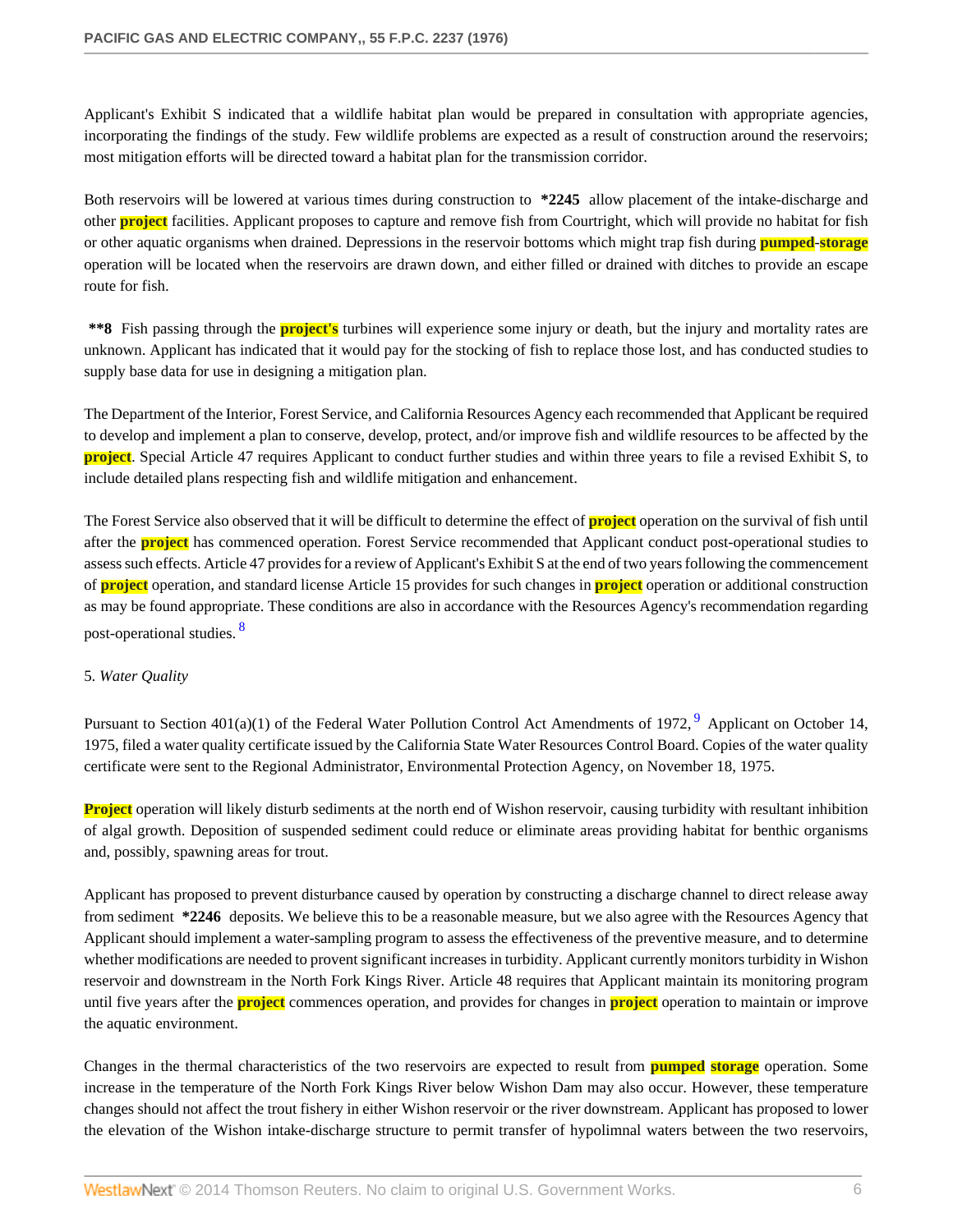Applicant's Exhibit S indicated that a wildlife habitat plan would be prepared in consultation with appropriate agencies, incorporating the findings of the study. Few wildlife problems are expected as a result of construction around the reservoirs; most mitigation efforts will be directed toward a habitat plan for the transmission corridor.

Both reservoirs will be lowered at various times during construction to **\*2245** allow placement of the intake-discharge and other project facilities. Applicant proposes to capture and remove fish from Courtright, which will provide no habitat for fish or other aquatic organisms when drained. Depressions in the reservoir bottoms which might trap fish during pumped-storage operation will be located when the reservoirs are drawn down, and either filled or drained with ditches to provide an escape route for fish.

**\*\*8** Fish passing through the project's turbines will experience some injury or death, but the injury and mortality rates are unknown. Applicant has indicated that it would pay for the stocking of fish to replace those lost, and has conducted studies to supply base data for use in designing a mitigation plan.

The Department of the Interior, Forest Service, and California Resources Agency each recommended that Applicant be required to develop and implement a plan to conserve, develop, protect, and/or improve fish and wildlife resources to be affected by the project. Special Article 47 requires Applicant to conduct further studies and within three years to file a revised Exhibit S, to include detailed plans respecting fish and wildlife mitigation and enhancement.

The Forest Service also observed that it will be difficult to determine the effect of project operation on the survival of fish until after the project has commenced operation. Forest Service recommended that Applicant conduct post-operational studies to assess such effects. Article 47 provides for a review of Applicant's Exhibit S at the end of two years following the commencement of project operation, and standard license Article 15 provides for such changes in project operation or additional construction as may be found appropriate. These conditions are also in accordance with the Resources Agency's recommendation regarding post-operational studies. [8]

5. *Water Quality*

Pursuant to Section 401(a)(1) of the Federal Water Pollution Control Act Amendments of 1972, [9] Applicant on October 14, 1975, filed a water quality certificate issued by the California State Water Resources Control Board. Copies of the water quality certificate were sent to the Regional Administrator, Environmental Protection Agency, on November 18, 1975.

Project operation will likely disturb sediments at the north end of Wishon reservoir, causing turbidity with resultant inhibition of algal growth. Deposition of suspended sediment could reduce or eliminate areas providing habitat for benthic organisms and, possibly, spawning areas for trout.

Applicant has proposed to prevent disturbance caused by operation by constructing a discharge channel to direct release away from sediment **\*2246** deposits. We believe this to be a reasonable measure, but we also agree with the Resources Agency that Applicant should implement a water-sampling program to assess the effectiveness of the preventive measure, and to determine whether modifications are needed to provent significant increases in turbidity. Applicant currently monitors turbidity in Wishon reservoir and downstream in the North Fork Kings River. Article 48 requires that Applicant maintain its monitoring program until five years after the project commences operation, and provides for changes in project operation to maintain or improve the aquatic environment.

Changes in the thermal characteristics of the two reservoirs are expected to result from pumped storage operation. Some increase in the temperature of the North Fork Kings River below Wishon Dam may also occur. However, these temperature changes should not affect the trout fishery in either Wishon reservoir or the river downstream. Applicant has proposed to lower the elevation of the Wishon intake-discharge structure to permit transfer of hypolimnal waters between the two reservoirs,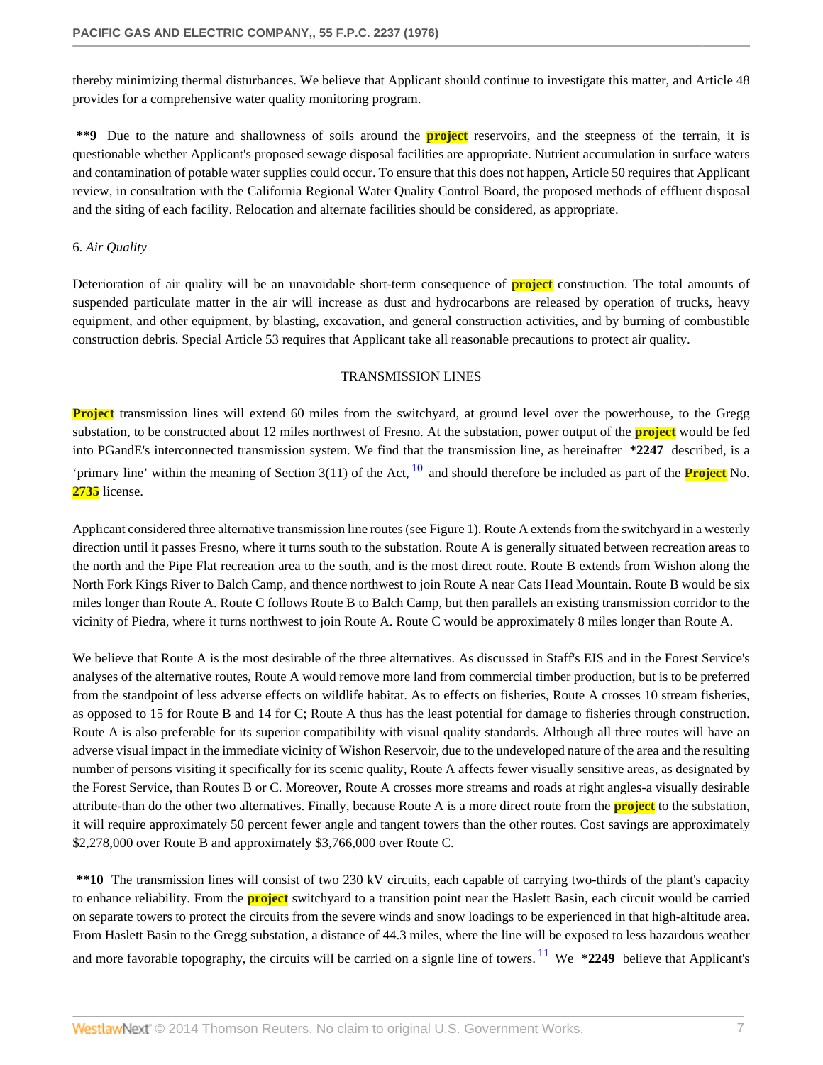thereby minimizing thermal disturbances. We believe that Applicant should continue to investigate this matter, and Article 48 provides for a comprehensive water quality monitoring program.

**\*\*9** Due to the nature and shallowness of soils around the project reservoirs, and the steepness of the terrain, it is questionable whether Applicant's proposed sewage disposal facilities are appropriate. Nutrient accumulation in surface waters and contamination of potable water supplies could occur. To ensure that this does not happen, Article 50 requires that Applicant review, in consultation with the California Regional Water Quality Control Board, the proposed methods of effluent disposal and the siting of each facility. Relocation and alternate facilities should be considered, as appropriate.

6. *Air Quality*

Deterioration of air quality will be an unavoidable short-term consequence of project construction. The total amounts of suspended particulate matter in the air will increase as dust and hydrocarbons are released by operation of trucks, heavy equipment, and other equipment, by blasting, excavation, and general construction activities, and by burning of combustible construction debris. Special Article 53 requires that Applicant take all reasonable precautions to protect air quality.

TRANSMISSION LINES

Project transmission lines will extend 60 miles from the switchyard, at ground level over the powerhouse, to the Gregg substation, to be constructed about 12 miles northwest of Fresno. At the substation, power output of the project would be fed into PGandE's interconnected transmission system. We find that the transmission line, as hereinafter **\*2247** described, is a 'primary line' within the meaning of Section 3(11) of the Act, [10] and should therefore be included as part of the Project No. 2735 license.

Applicant considered three alternative transmission line routes (see Figure 1). Route A extends from the switchyard in a westerly direction until it passes Fresno, where it turns south to the substation. Route A is generally situated between recreation areas to the north and the Pipe Flat recreation area to the south, and is the most direct route. Route B extends from Wishon along the North Fork Kings River to Balch Camp, and thence northwest to join Route A near Cats Head Mountain. Route B would be six miles longer than Route A. Route C follows Route B to Balch Camp, but then parallels an existing transmission corridor to the vicinity of Piedra, where it turns northwest to join Route A. Route C would be approximately 8 miles longer than Route A.

We believe that Route A is the most desirable of the three alternatives. As discussed in Staff's EIS and in the Forest Service's analyses of the alternative routes, Route A would remove more land from commercial timber production, but is to be preferred from the standpoint of less adverse effects on wildlife habitat. As to effects on fisheries, Route A crosses 10 stream fisheries, as opposed to 15 for Route B and 14 for C; Route A thus has the least potential for damage to fisheries through construction. Route A is also preferable for its superior compatibility with visual quality standards. Although all three routes will have an adverse visual impact in the immediate vicinity of Wishon Reservoir, due to the undeveloped nature of the area and the resulting number of persons visiting it specifically for its scenic quality, Route A affects fewer visually sensitive areas, as designated by the Forest Service, than Routes B or C. Moreover, Route A crosses more streams and roads at right angles-a visually desirable attribute-than do the other two alternatives. Finally, because Route A is a more direct route from the project to the substation, it will require approximately 50 percent fewer angle and tangent towers than the other routes. Cost savings are approximately $2,278,000 over Route B and approximately $3,766,000 over Route C.

**\*\*10** The transmission lines will consist of two 230 kV circuits, each capable of carrying two-thirds of the plant's capacity to enhance reliability. From the project switchyard to a transition point near the Haslett Basin, each circuit would be carried on separate towers to protect the circuits from the severe winds and snow loadings to be experienced in that high-altitude area. From Haslett Basin to the Gregg substation, a distance of 44.3 miles, where the line will be exposed to less hazardous weather and more favorable topography, the circuits will be carried on a signle line of towers. [11] We **\*2249** believe that Applicant's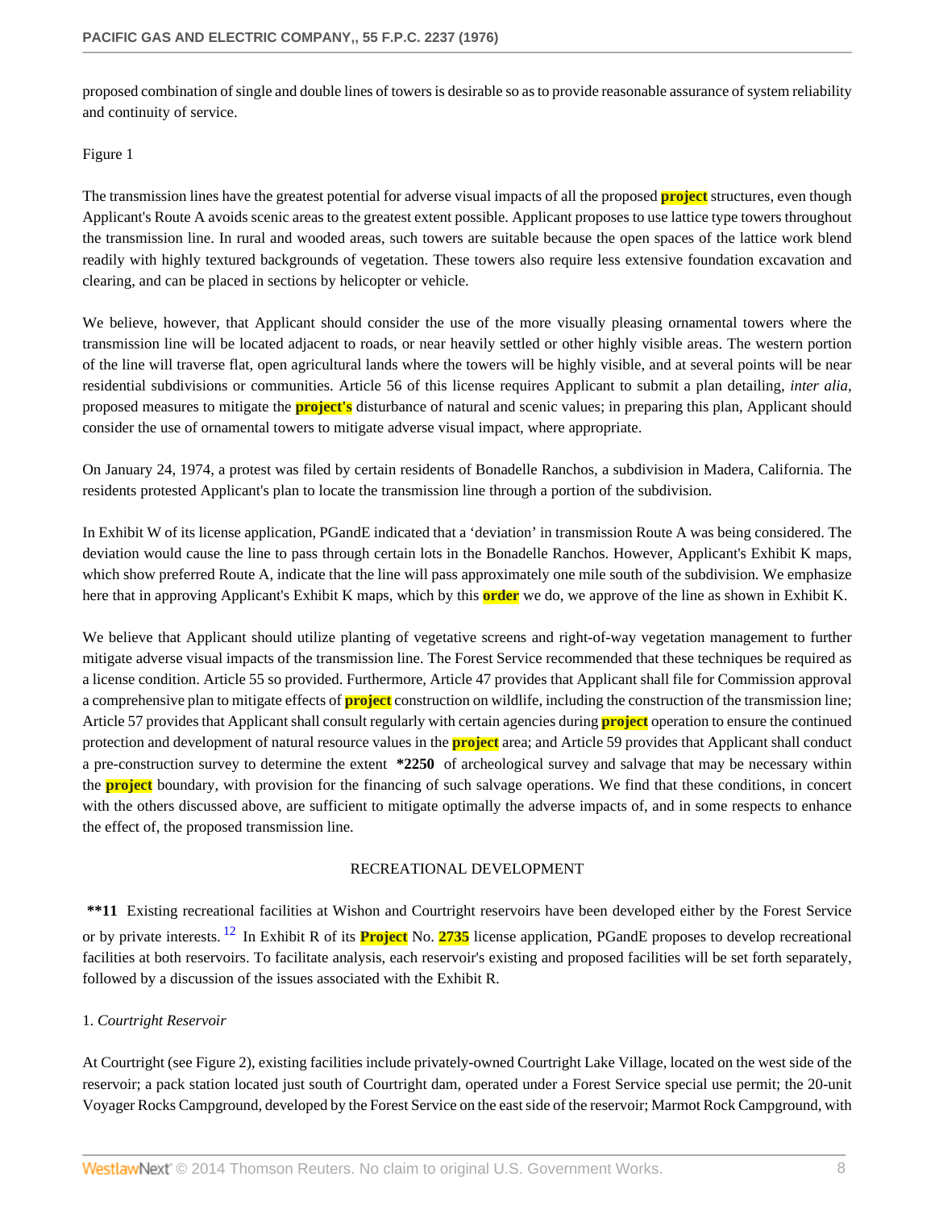proposed combination of single and double lines of towers is desirable so as to provide reasonable assurance of system reliability and continuity of service.

Figure 1

The transmission lines have the greatest potential for adverse visual impacts of all the proposed project structures, even though Applicant's Route A avoids scenic areas to the greatest extent possible. Applicant proposes to use lattice type towers throughout the transmission line. In rural and wooded areas, such towers are suitable because the open spaces of the lattice work blend readily with highly textured backgrounds of vegetation. These towers also require less extensive foundation excavation and clearing, and can be placed in sections by helicopter or vehicle.

We believe, however, that Applicant should consider the use of the more visually pleasing ornamental towers where the transmission line will be located adjacent to roads, or near heavily settled or other highly visible areas. The western portion of the line will traverse flat, open agricultural lands where the towers will be highly visible, and at several points will be near residential subdivisions or communities. Article 56 of this license requires Applicant to submit a plan detailing, *inter alia*, proposed measures to mitigate the project's disturbance of natural and scenic values; in preparing this plan, Applicant should consider the use of ornamental towers to mitigate adverse visual impact, where appropriate.

On January 24, 1974, a protest was filed by certain residents of Bonadelle Ranchos, a subdivision in Madera, California. The residents protested Applicant's plan to locate the transmission line through a portion of the subdivision.

In Exhibit W of its license application, PGandE indicated that a 'deviation' in transmission Route A was being considered. The deviation would cause the line to pass through certain lots in the Bonadelle Ranchos. However, Applicant's Exhibit K maps, which show preferred Route A, indicate that the line will pass approximately one mile south of the subdivision. We emphasize here that in approving Applicant's Exhibit K maps, which by this order we do, we approve of the line as shown in Exhibit K.

We believe that Applicant should utilize planting of vegetative screens and right-of-way vegetation management to further mitigate adverse visual impacts of the transmission line. The Forest Service recommended that these techniques be required as a license condition. Article 55 so provided. Furthermore, Article 47 provides that Applicant shall file for Commission approval a comprehensive plan to mitigate effects of project construction on wildlife, including the construction of the transmission line; Article 57 provides that Applicant shall consult regularly with certain agencies during project operation to ensure the continued protection and development of natural resource values in the project area; and Article 59 provides that Applicant shall conduct a pre-construction survey to determine the extent **\*2250** of archeological survey and salvage that may be necessary within the project boundary, with provision for the financing of such salvage operations. We find that these conditions, in concert with the others discussed above, are sufficient to mitigate optimally the adverse impacts of, and in some respects to enhance the effect of, the proposed transmission line.

## RECREATIONAL DEVELOPMENT

**\*\*11** Existing recreational facilities at Wishon and Courtright reservoirs have been developed either by the Forest Service or by private interests.[12] In Exhibit R of its Project No. 2735 license application, PGandE proposes to develop recreational facilities at both reservoirs. To facilitate analysis, each reservoir's existing and proposed facilities will be set forth separately, followed by a discussion of the issues associated with the Exhibit R.

1. *Courtright Reservoir*

At Courtright (see Figure 2), existing facilities include privately-owned Courtright Lake Village, located on the west side of the reservoir; a pack station located just south of Courtright dam, operated under a Forest Service special use permit; the 20-unit Voyager Rocks Campground, developed by the Forest Service on the east side of the reservoir; Marmot Rock Campground, with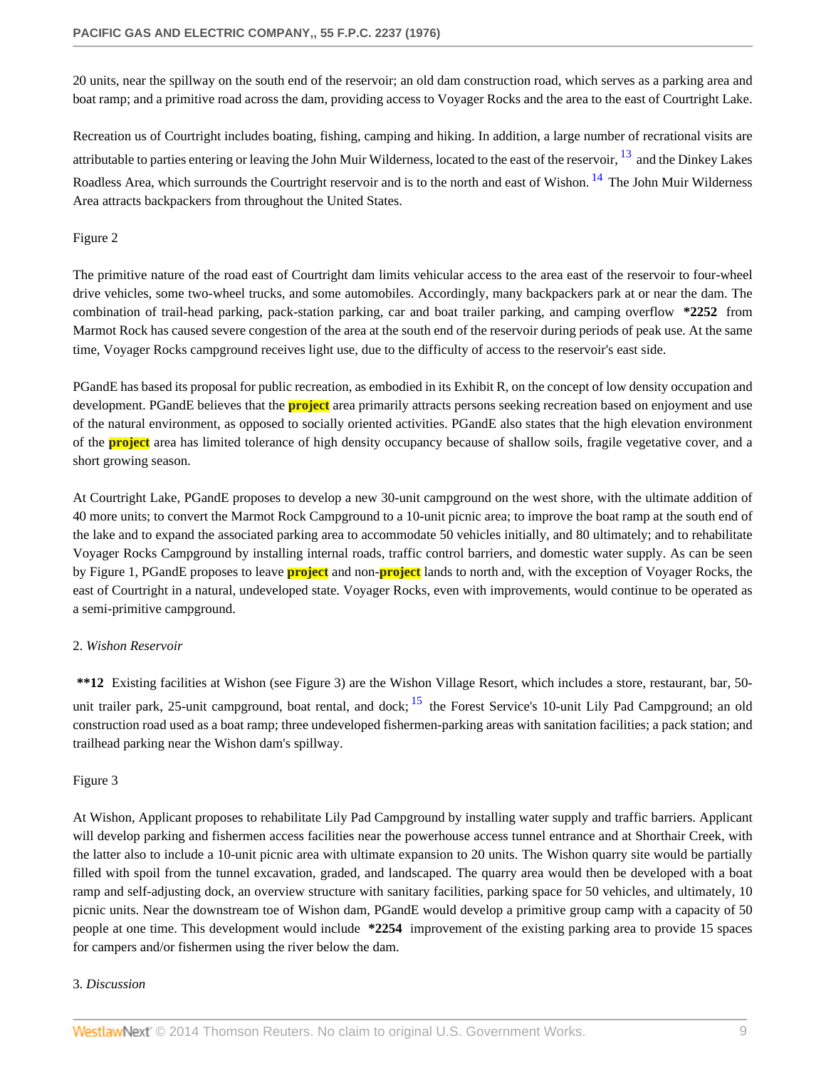20 units, near the spillway on the south end of the reservoir; an old dam construction road, which serves as a parking area and boat ramp; and a primitive road across the dam, providing access to Voyager Rocks and the area to the east of Courtright Lake.

Recreation us of Courtright includes boating, fishing, camping and hiking. In addition, a large number of recrational visits are attributable to parties entering or leaving the John Muir Wilderness, located to the east of the reservoir, [13] and the Dinkey Lakes Roadless Area, which surrounds the Courtright reservoir and is to the north and east of Wishon. [14] The John Muir Wilderness Area attracts backpackers from throughout the United States.

Figure 2

The primitive nature of the road east of Courtright dam limits vehicular access to the area east of the reservoir to four-wheel drive vehicles, some two-wheel trucks, and some automobiles. Accordingly, many backpackers park at or near the dam. The combination of trail-head parking, pack-station parking, car and boat trailer parking, and camping overflow **\*2252** from Marmot Rock has caused severe congestion of the area at the south end of the reservoir during periods of peak use. At the same time, Voyager Rocks campground receives light use, due to the difficulty of access to the reservoir's east side.

PGandE has based its proposal for public recreation, as embodied in its Exhibit R, on the concept of low density occupation and development. PGandE believes that the project area primarily attracts persons seeking recreation based on enjoyment and use of the natural environment, as opposed to socially oriented activities. PGandE also states that the high elevation environment of the project area has limited tolerance of high density occupancy because of shallow soils, fragile vegetative cover, and a short growing season.

At Courtright Lake, PGandE proposes to develop a new 30-unit campground on the west shore, with the ultimate addition of 40 more units; to convert the Marmot Rock Campground to a 10-unit picnic area; to improve the boat ramp at the south end of the lake and to expand the associated parking area to accommodate 50 vehicles initially, and 80 ultimately; and to rehabilitate Voyager Rocks Campground by installing internal roads, traffic control barriers, and domestic water supply. As can be seen by Figure 1, PGandE proposes to leave project and non-project lands to north and, with the exception of Voyager Rocks, the east of Courtright in a natural, undeveloped state. Voyager Rocks, even with improvements, would continue to be operated as a semi-primitive campground.

2. *Wishon Reservoir*

**\*\*12** Existing facilities at Wishon (see Figure 3) are the Wishon Village Resort, which includes a store, restaurant, bar, 50-unit trailer park, 25-unit campground, boat rental, and dock; [15] the Forest Service's 10-unit Lily Pad Campground; an old construction road used as a boat ramp; three undeveloped fishermen-parking areas with sanitation facilities; a pack station; and trailhead parking near the Wishon dam's spillway.

Figure 3

At Wishon, Applicant proposes to rehabilitate Lily Pad Campground by installing water supply and traffic barriers. Applicant will develop parking and fishermen access facilities near the powerhouse access tunnel entrance and at Shorthair Creek, with the latter also to include a 10-unit picnic area with ultimate expansion to 20 units. The Wishon quarry site would be partially filled with spoil from the tunnel excavation, graded, and landscaped. The quarry area would then be developed with a boat ramp and self-adjusting dock, an overview structure with sanitary facilities, parking space for 50 vehicles, and ultimately, 10 picnic units. Near the downstream toe of Wishon dam, PGandE would develop a primitive group camp with a capacity of 50 people at one time. This development would include **\*2254** improvement of the existing parking area to provide 15 spaces for campers and/or fishermen using the river below the dam.

3. *Discussion*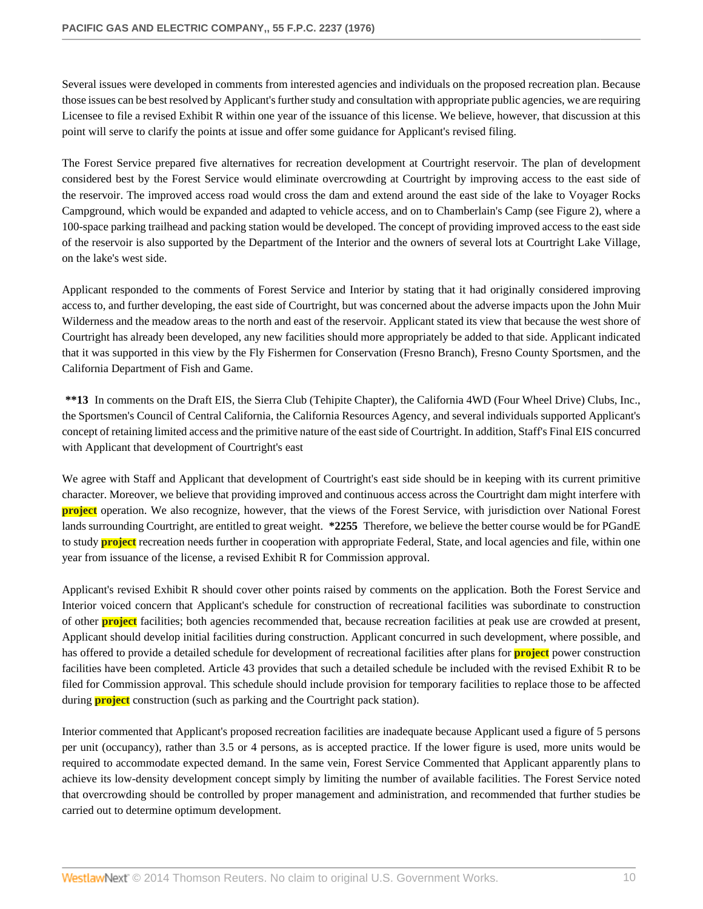Several issues were developed in comments from interested agencies and individuals on the proposed recreation plan. Because those issues can be best resolved by Applicant's further study and consultation with appropriate public agencies, we are requiring Licensee to file a revised Exhibit R within one year of the issuance of this license. We believe, however, that discussion at this point will serve to clarify the points at issue and offer some guidance for Applicant's revised filing.

The Forest Service prepared five alternatives for recreation development at Courtright reservoir. The plan of development considered best by the Forest Service would eliminate overcrowding at Courtright by improving access to the east side of the reservoir. The improved access road would cross the dam and extend around the east side of the lake to Voyager Rocks Campground, which would be expanded and adapted to vehicle access, and on to Chamberlain's Camp (see Figure 2), where a 100-space parking trailhead and packing station would be developed. The concept of providing improved access to the east side of the reservoir is also supported by the Department of the Interior and the owners of several lots at Courtright Lake Village, on the lake's west side.

Applicant responded to the comments of Forest Service and Interior by stating that it had originally considered improving access to, and further developing, the east side of Courtright, but was concerned about the adverse impacts upon the John Muir Wilderness and the meadow areas to the north and east of the reservoir. Applicant stated its view that because the west shore of Courtright has already been developed, any new facilities should more appropriately be added to that side. Applicant indicated that it was supported in this view by the Fly Fishermen for Conservation (Fresno Branch), Fresno County Sportsmen, and the California Department of Fish and Game.

**\*\*13** In comments on the Draft EIS, the Sierra Club (Tehipite Chapter), the California 4WD (Four Wheel Drive) Clubs, Inc., the Sportsmen's Council of Central California, the California Resources Agency, and several individuals supported Applicant's concept of retaining limited access and the primitive nature of the east side of Courtright. In addition, Staff's Final EIS concurred with Applicant that development of Courtright's east

We agree with Staff and Applicant that development of Courtright's east side should be in keeping with its current primitive character. Moreover, we believe that providing improved and continuous access across the Courtright dam might interfere with **project** operation. We also recognize, however, that the views of the Forest Service, with jurisdiction over National Forest lands surrounding Courtright, are entitled to great weight. **\*2255** Therefore, we believe the better course would be for PGandE to study **project** recreation needs further in cooperation with appropriate Federal, State, and local agencies and file, within one year from issuance of the license, a revised Exhibit R for Commission approval.

Applicant's revised Exhibit R should cover other points raised by comments on the application. Both the Forest Service and Interior voiced concern that Applicant's schedule for construction of recreational facilities was subordinate to construction of other **project** facilities; both agencies recommended that, because recreation facilities at peak use are crowded at present, Applicant should develop initial facilities during construction. Applicant concurred in such development, where possible, and has offered to provide a detailed schedule for development of recreational facilities after plans for **project** power construction facilities have been completed. Article 43 provides that such a detailed schedule be included with the revised Exhibit R to be filed for Commission approval. This schedule should include provision for temporary facilities to replace those to be affected during **project** construction (such as parking and the Courtright pack station).

Interior commented that Applicant's proposed recreation facilities are inadequate because Applicant used a figure of 5 persons per unit (occupancy), rather than 3.5 or 4 persons, as is accepted practice. If the lower figure is used, more units would be required to accommodate expected demand. In the same vein, Forest Service Commented that Applicant apparently plans to achieve its low-density development concept simply by limiting the number of available facilities. The Forest Service noted that overcrowding should be controlled by proper management and administration, and recommended that further studies be carried out to determine optimum development.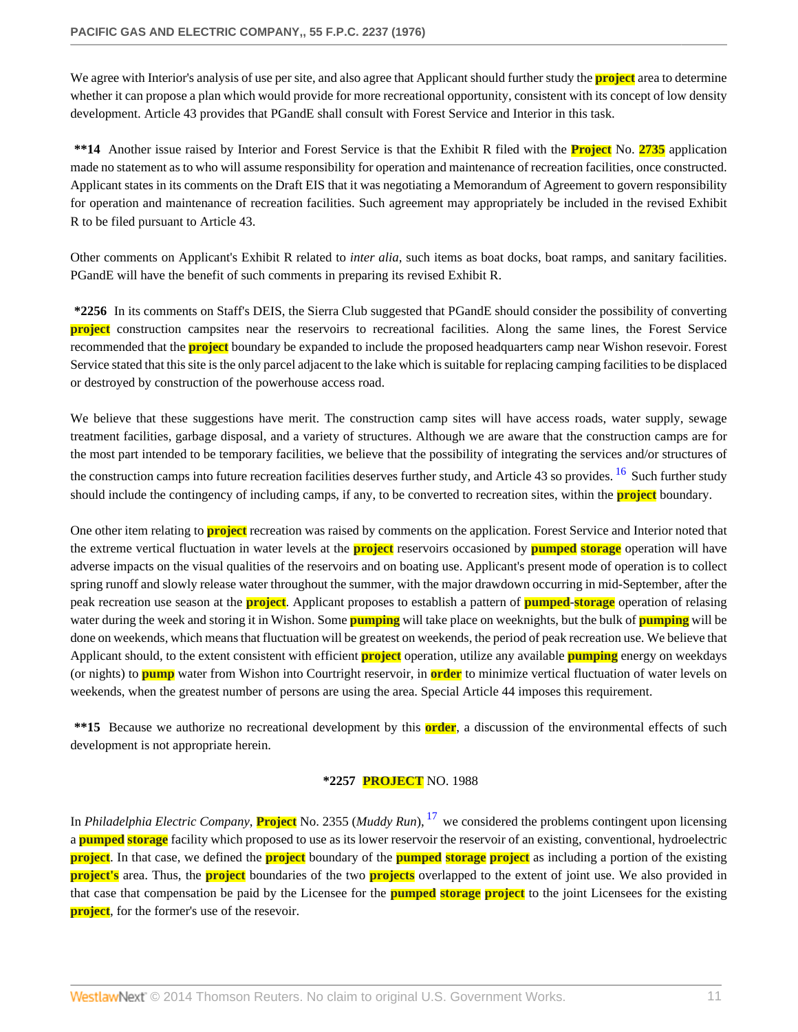We agree with Interior's analysis of use per site, and also agree that Applicant should further study the project area to determine whether it can propose a plan which would provide for more recreational opportunity, consistent with its concept of low density development. Article 43 provides that PGandE shall consult with Forest Service and Interior in this task.

**\*\*14** Another issue raised by Interior and Forest Service is that the Exhibit R filed with the Project No. 2735 application made no statement as to who will assume responsibility for operation and maintenance of recreation facilities, once constructed. Applicant states in its comments on the Draft EIS that it was negotiating a Memorandum of Agreement to govern responsibility for operation and maintenance of recreation facilities. Such agreement may appropriately be included in the revised Exhibit R to be filed pursuant to Article 43.

Other comments on Applicant's Exhibit R related to *inter alia*, such items as boat docks, boat ramps, and sanitary facilities. PGandE will have the benefit of such comments in preparing its revised Exhibit R.

**\*2256** In its comments on Staff's DEIS, the Sierra Club suggested that PGandE should consider the possibility of converting project construction campsites near the reservoirs to recreational facilities. Along the same lines, the Forest Service recommended that the project boundary be expanded to include the proposed headquarters camp near Wishon resevoir. Forest Service stated that this site is the only parcel adjacent to the lake which is suitable for replacing camping facilities to be displaced or destroyed by construction of the powerhouse access road.

We believe that these suggestions have merit. The construction camp sites will have access roads, water supply, sewage treatment facilities, garbage disposal, and a variety of structures. Although we are aware that the construction camps are for the most part intended to be temporary facilities, we believe that the possibility of integrating the services and/or structures of the construction camps into future recreation facilities deserves further study, and Article 43 so provides. [16] Such further study should include the contingency of including camps, if any, to be converted to recreation sites, within the project boundary.

One other item relating to project recreation was raised by comments on the application. Forest Service and Interior noted that the extreme vertical fluctuation in water levels at the project reservoirs occasioned by pumped storage operation will have adverse impacts on the visual qualities of the reservoirs and on boating use. Applicant's present mode of operation is to collect spring runoff and slowly release water throughout the summer, with the major drawdown occurring in mid-September, after the peak recreation use season at the project. Applicant proposes to establish a pattern of pumped-storage operation of relasing water during the week and storing it in Wishon. Some pumping will take place on weeknights, but the bulk of pumping will be done on weekends, which means that fluctuation will be greatest on weekends, the period of peak recreation use. We believe that Applicant should, to the extent consistent with efficient project operation, utilize any available pumping energy on weekdays (or nights) to pump water from Wishon into Courtright reservoir, in order to minimize vertical fluctuation of water levels on weekends, when the greatest number of persons are using the area. Special Article 44 imposes this requirement.

**\*\*15** Because we authorize no recreational development by this order, a discussion of the environmental effects of such development is not appropriate herein.

**\*2257 PROJECT NO. 1988**

In *Philadelphia Electric Company*, Project No. 2355 (*Muddy Run*), [17] we considered the problems contingent upon licensing a pumped storage facility which proposed to use as its lower reservoir the reservoir of an existing, conventional, hydroelectric project. In that case, we defined the project boundary of the pumped storage project as including a portion of the existing project's area. Thus, the project boundaries of the two projects overlapped to the extent of joint use. We also provided in that case that compensation be paid by the Licensee for the pumped storage project to the joint Licensees for the existing project, for the former's use of the resevoir.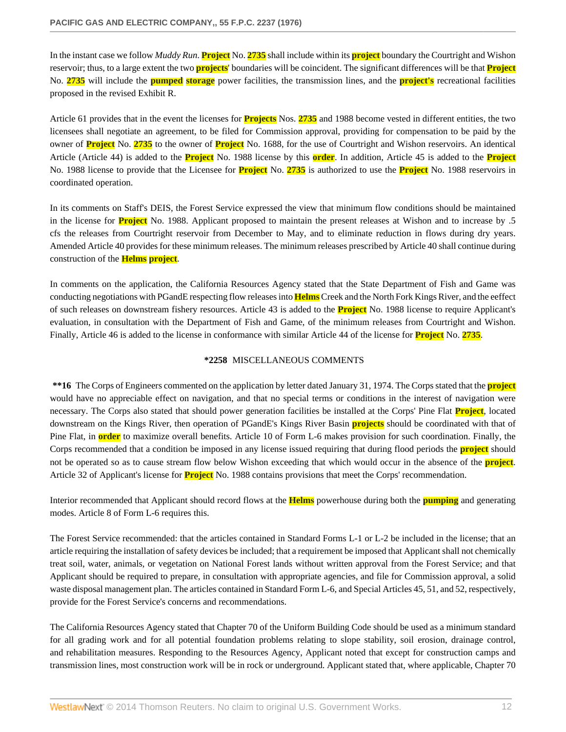In the instant case we follow *Muddy Run*. Project No. 2735 shall include within its project boundary the Courtright and Wishon reservoir; thus, to a large extent the two projects' boundaries will be coincident. The significant differences will be that Project No. 2735 will include the pumped storage power facilities, the transmission lines, and the project's recreational facilities proposed in the revised Exhibit R.

Article 61 provides that in the event the licenses for Projects Nos. 2735 and 1988 become vested in different entities, the two licensees shall negotiate an agreement, to be filed for Commission approval, providing for compensation to be paid by the owner of Project No. 2735 to the owner of Project No. 1688, for the use of Courtright and Wishon reservoirs. An identical Article (Article 44) is added to the Project No. 1988 license by this order. In addition, Article 45 is added to the Project No. 1988 license to provide that the Licensee for Project No. 2735 is authorized to use the Project No. 1988 reservoirs in coordinated operation.

In its comments on Staff's DEIS, the Forest Service expressed the view that minimum flow conditions should be maintained in the license for Project No. 1988. Applicant proposed to maintain the present releases at Wishon and to increase by .5 cfs the releases from Courtright reservoir from December to May, and to eliminate reduction in flows during dry years. Amended Article 40 provides for these minimum releases. The minimum releases prescribed by Article 40 shall continue during construction of the Helms project.

In comments on the application, the California Resources Agency stated that the State Department of Fish and Game was conducting negotiations with PGandE respecting flow releases into Helms Creek and the North Fork Kings River, and the eeffect of such releases on downstream fishery resources. Article 43 is added to the Project No. 1988 license to require Applicant's evaluation, in consultation with the Department of Fish and Game, of the minimum releases from Courtright and Wishon. Finally, Article 46 is added to the license in conformance with similar Article 44 of the license for Project No. 2735.

**\*2258** MISCELLANEOUS COMMENTS

**\*\*16** The Corps of Engineers commented on the application by letter dated January 31, 1974. The Corps stated that the project would have no appreciable effect on navigation, and that no special terms or conditions in the interest of navigation were necessary. The Corps also stated that should power generation facilities be installed at the Corps' Pine Flat Project, located downstream on the Kings River, then operation of PGandE's Kings River Basin projects should be coordinated with that of Pine Flat, in order to maximize overall benefits. Article 10 of Form L-6 makes provision for such coordination. Finally, the Corps recommended that a condition be imposed in any license issued requiring that during flood periods the project should not be operated so as to cause stream flow below Wishon exceeding that which would occur in the absence of the project. Article 32 of Applicant's license for Project No. 1988 contains provisions that meet the Corps' recommendation.

Interior recommended that Applicant should record flows at the Helms powerhouse during both the pumping and generating modes. Article 8 of Form L-6 requires this.

The Forest Service recommended: that the articles contained in Standard Forms L-1 or L-2 be included in the license; that an article requiring the installation of safety devices be included; that a requirement be imposed that Applicant shall not chemically treat soil, water, animals, or vegetation on National Forest lands without written approval from the Forest Service; and that Applicant should be required to prepare, in consultation with appropriate agencies, and file for Commission approval, a solid waste disposal management plan. The articles contained in Standard Form L-6, and Special Articles 45, 51, and 52, respectively, provide for the Forest Service's concerns and recommendations.

The California Resources Agency stated that Chapter 70 of the Uniform Building Code should be used as a minimum standard for all grading work and for all potential foundation problems relating to slope stability, soil erosion, drainage control, and rehabilitation measures. Responding to the Resources Agency, Applicant noted that except for construction camps and transmission lines, most construction work will be in rock or underground. Applicant stated that, where applicable, Chapter 70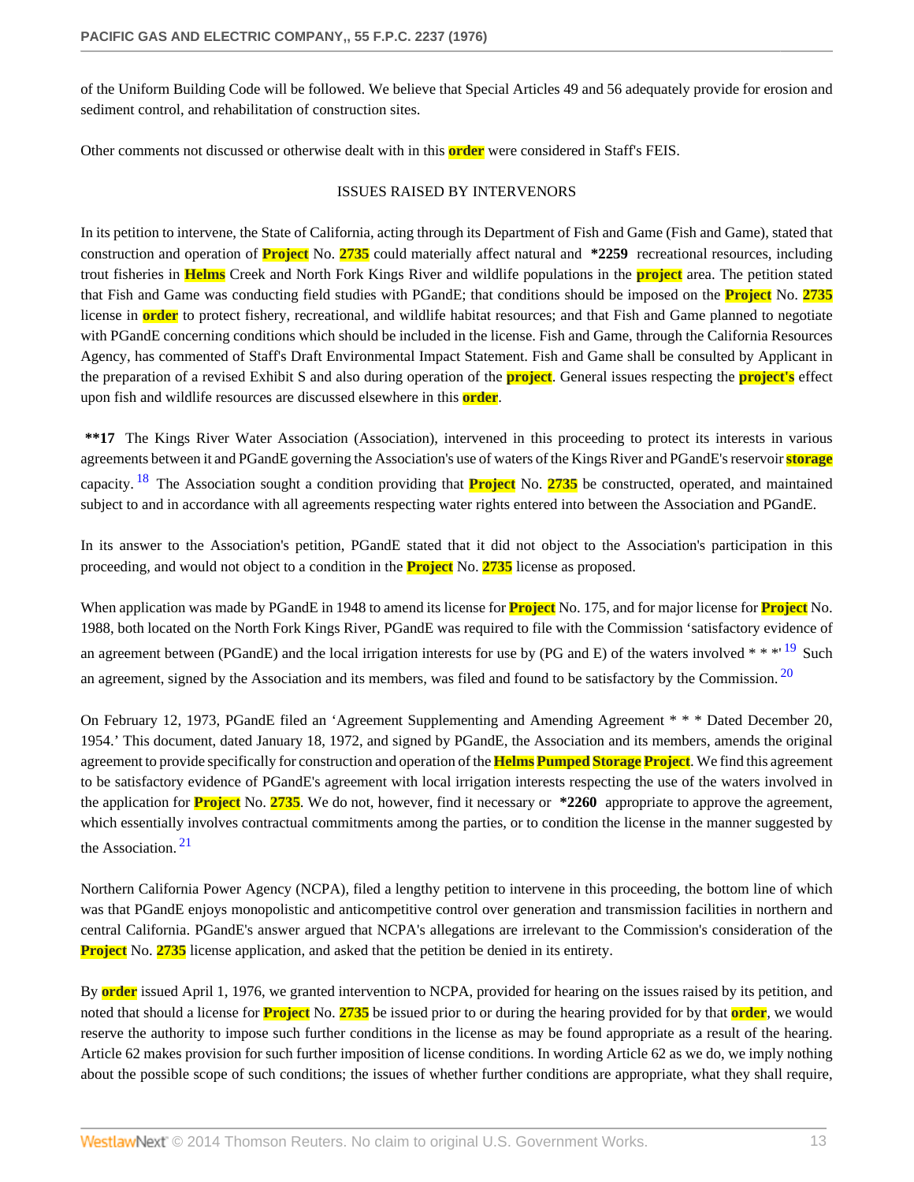of the Uniform Building Code will be followed. We believe that Special Articles 49 and 56 adequately provide for erosion and sediment control, and rehabilitation of construction sites.

Other comments not discussed or otherwise dealt with in this order were considered in Staff's FEIS.

ISSUES RAISED BY INTERVENORS

In its petition to intervene, the State of California, acting through its Department of Fish and Game (Fish and Game), stated that construction and operation of Project No. 2735 could materially affect natural and **\*2259** recreational resources, including trout fisheries in Helms Creek and North Fork Kings River and wildlife populations in the project area. The petition stated that Fish and Game was conducting field studies with PGandE; that conditions should be imposed on the Project No. 2735 license in order to protect fishery, recreational, and wildlife habitat resources; and that Fish and Game planned to negotiate with PGandE concerning conditions which should be included in the license. Fish and Game, through the California Resources Agency, has commented of Staff's Draft Environmental Impact Statement. Fish and Game shall be consulted by Applicant in the preparation of a revised Exhibit S and also during operation of the project. General issues respecting the project's effect upon fish and wildlife resources are discussed elsewhere in this order.

**\*\*17** The Kings River Water Association (Association), intervened in this proceeding to protect its interests in various agreements between it and PGandE governing the Association's use of waters of the Kings River and PGandE's reservoir storage capacity.[18] The Association sought a condition providing that Project No. 2735 be constructed, operated, and maintained subject to and in accordance with all agreements respecting water rights entered into between the Association and PGandE.

In its answer to the Association's petition, PGandE stated that it did not object to the Association's participation in this proceeding, and would not object to a condition in the Project No. 2735 license as proposed.

When application was made by PGandE in 1948 to amend its license for Project No. 175, and for major license for Project No. 1988, both located on the North Fork Kings River, PGandE was required to file with the Commission 'satisfactory evidence of an agreement between (PGandE) and the local irrigation interests for use by (PG and E) of the waters involved * * *'[19] Such an agreement, signed by the Association and its members, was filed and found to be satisfactory by the Commission.[20]

On February 12, 1973, PGandE filed an 'Agreement Supplementing and Amending Agreement * * * Dated December 20, 1954.' This document, dated January 18, 1972, and signed by PGandE, the Association and its members, amends the original agreement to provide specifically for construction and operation of the Helms Pumped Storage Project. We find this agreement to be satisfactory evidence of PGandE's agreement with local irrigation interests respecting the use of the waters involved in the application for Project No. 2735. We do not, however, find it necessary or **\*2260** appropriate to approve the agreement, which essentially involves contractual commitments among the parties, or to condition the license in the manner suggested by the Association.[21]

Northern California Power Agency (NCPA), filed a lengthy petition to intervene in this proceeding, the bottom line of which was that PGandE enjoys monopolistic and anticompetitive control over generation and transmission facilities in northern and central California. PGandE's answer argued that NCPA's allegations are irrelevant to the Commission's consideration of the Project No. 2735 license application, and asked that the petition be denied in its entirety.

By order issued April 1, 1976, we granted intervention to NCPA, provided for hearing on the issues raised by its petition, and noted that should a license for Project No. 2735 be issued prior to or during the hearing provided for by that order, we would reserve the authority to impose such further conditions in the license as may be found appropriate as a result of the hearing. Article 62 makes provision for such further imposition of license conditions. In wording Article 62 as we do, we imply nothing about the possible scope of such conditions; the issues of whether further conditions are appropriate, what they shall require,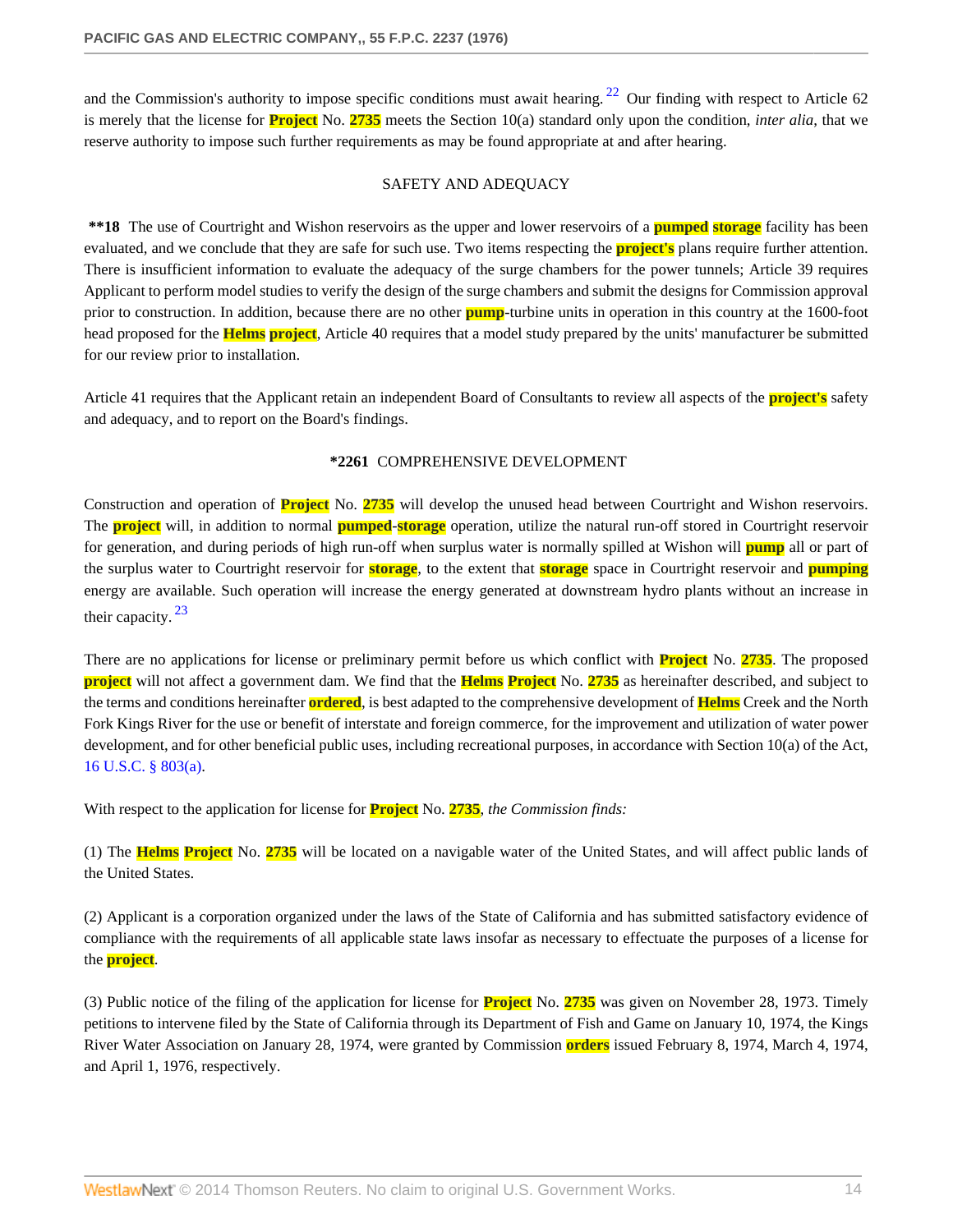and the Commission's authority to impose specific conditions must await hearing. [22] Our finding with respect to Article 62 is merely that the license for Project No. 2735 meets the Section 10(a) standard only upon the condition, *inter alia*, that we reserve authority to impose such further requirements as may be found appropriate at and after hearing.

SAFETY AND ADEQUACY

**\*\*18** The use of Courtright and Wishon reservoirs as the upper and lower reservoirs of a pumped storage facility has been evaluated, and we conclude that they are safe for such use. Two items respecting the project's plans require further attention. There is insufficient information to evaluate the adequacy of the surge chambers for the power tunnels; Article 39 requires Applicant to perform model studies to verify the design of the surge chambers and submit the designs for Commission approval prior to construction. In addition, because there are no other pump-turbine units in operation in this country at the 1600-foot head proposed for the Helms project, Article 40 requires that a model study prepared by the units' manufacturer be submitted for our review prior to installation.

Article 41 requires that the Applicant retain an independent Board of Consultants to review all aspects of the project's safety and adequacy, and to report on the Board's findings.

**\*2261** COMPREHENSIVE DEVELOPMENT

Construction and operation of Project No. 2735 will develop the unused head between Courtright and Wishon reservoirs. The project will, in addition to normal pumped-storage operation, utilize the natural run-off stored in Courtright reservoir for generation, and during periods of high run-off when surplus water is normally spilled at Wishon will pump all or part of the surplus water to Courtright reservoir for storage, to the extent that storage space in Courtright reservoir and pumping energy are available. Such operation will increase the energy generated at downstream hydro plants without an increase in their capacity. [23]

There are no applications for license or preliminary permit before us which conflict with Project No. 2735. The proposed project will not affect a government dam. We find that the Helms Project No. 2735 as hereinafter described, and subject to the terms and conditions hereinafter ordered, is best adapted to the comprehensive development of Helms Creek and the North Fork Kings River for the use or benefit of interstate and foreign commerce, for the improvement and utilization of water power development, and for other beneficial public uses, including recreational purposes, in accordance with Section 10(a) of the Act, 16 U.S.C. § 803(a).

With respect to the application for license for Project No. 2735, *the Commission finds:*

(1) The Helms Project No. 2735 will be located on a navigable water of the United States, and will affect public lands of the United States.

(2) Applicant is a corporation organized under the laws of the State of California and has submitted satisfactory evidence of compliance with the requirements of all applicable state laws insofar as necessary to effectuate the purposes of a license for the project.

(3) Public notice of the filing of the application for license for Project No. 2735 was given on November 28, 1973. Timely petitions to intervene filed by the State of California through its Department of Fish and Game on January 10, 1974, the Kings River Water Association on January 28, 1974, were granted by Commission orders issued February 8, 1974, March 4, 1974, and April 1, 1976, respectively.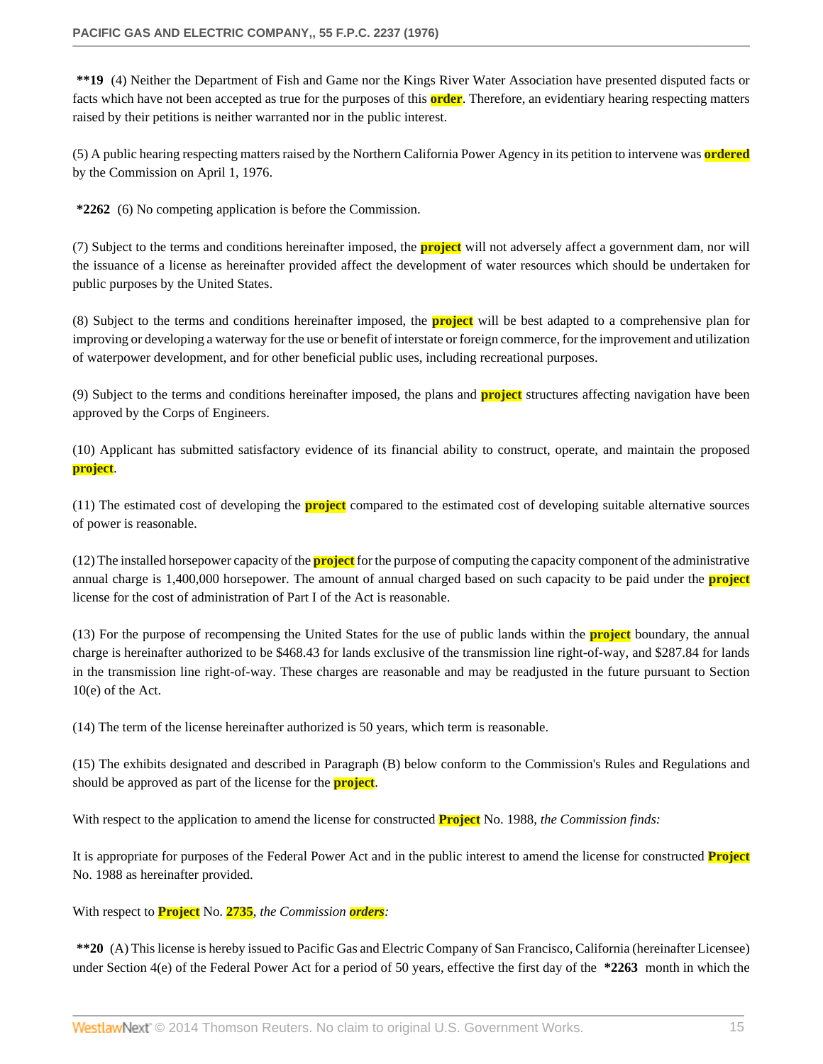**19 (4) Neither the Department of Fish and Game nor the Kings River Water Association have presented disputed facts or facts which have not been accepted as true for the purposes of this **order**. Therefore, an evidentiary hearing respecting matters raised by their petitions is neither warranted nor in the public interest.

(5) A public hearing respecting matters raised by the Northern California Power Agency in its petition to intervene was **ordered** by the Commission on April 1, 1976.

**\*2262** (6) No competing application is before the Commission.

(7) Subject to the terms and conditions hereinafter imposed, the **project** will not adversely affect a government dam, nor will the issuance of a license as hereinafter provided affect the development of water resources which should be undertaken for public purposes by the United States.

(8) Subject to the terms and conditions hereinafter imposed, the **project** will be best adapted to a comprehensive plan for improving or developing a waterway for the use or benefit of interstate or foreign commerce, for the improvement and utilization of waterpower development, and for other beneficial public uses, including recreational purposes.

(9) Subject to the terms and conditions hereinafter imposed, the plans and **project** structures affecting navigation have been approved by the Corps of Engineers.

(10) Applicant has submitted satisfactory evidence of its financial ability to construct, operate, and maintain the proposed **project**.

(11) The estimated cost of developing the **project** compared to the estimated cost of developing suitable alternative sources of power is reasonable.

(12) The installed horsepower capacity of the **project** for the purpose of computing the capacity component of the administrative annual charge is 1,400,000 horsepower. The amount of annual charged based on such capacity to be paid under the **project** license for the cost of administration of Part I of the Act is reasonable.

(13) For the purpose of recompensing the United States for the use of public lands within the **project** boundary, the annual charge is hereinafter authorized to be $468.43 for lands exclusive of the transmission line right-of-way, and $287.84 for lands in the transmission line right-of-way. These charges are reasonable and may be readjusted in the future pursuant to Section 10(e) of the Act.

(14) The term of the license hereinafter authorized is 50 years, which term is reasonable.

(15) The exhibits designated and described in Paragraph (B) below conform to the Commission's Rules and Regulations and should be approved as part of the license for the **project**.

With respect to the application to amend the license for constructed **Project** No. 1988, *the Commission finds:*

It is appropriate for purposes of the Federal Power Act and in the public interest to amend the license for constructed **Project** No. 1988 as hereinafter provided.

With respect to **Project** No. **2735**, *the Commission **orders**:*

**\*\*20** (A) This license is hereby issued to Pacific Gas and Electric Company of San Francisco, California (hereinafter Licensee) under Section 4(e) of the Federal Power Act for a period of 50 years, effective the first day of the **\*2263** month in which the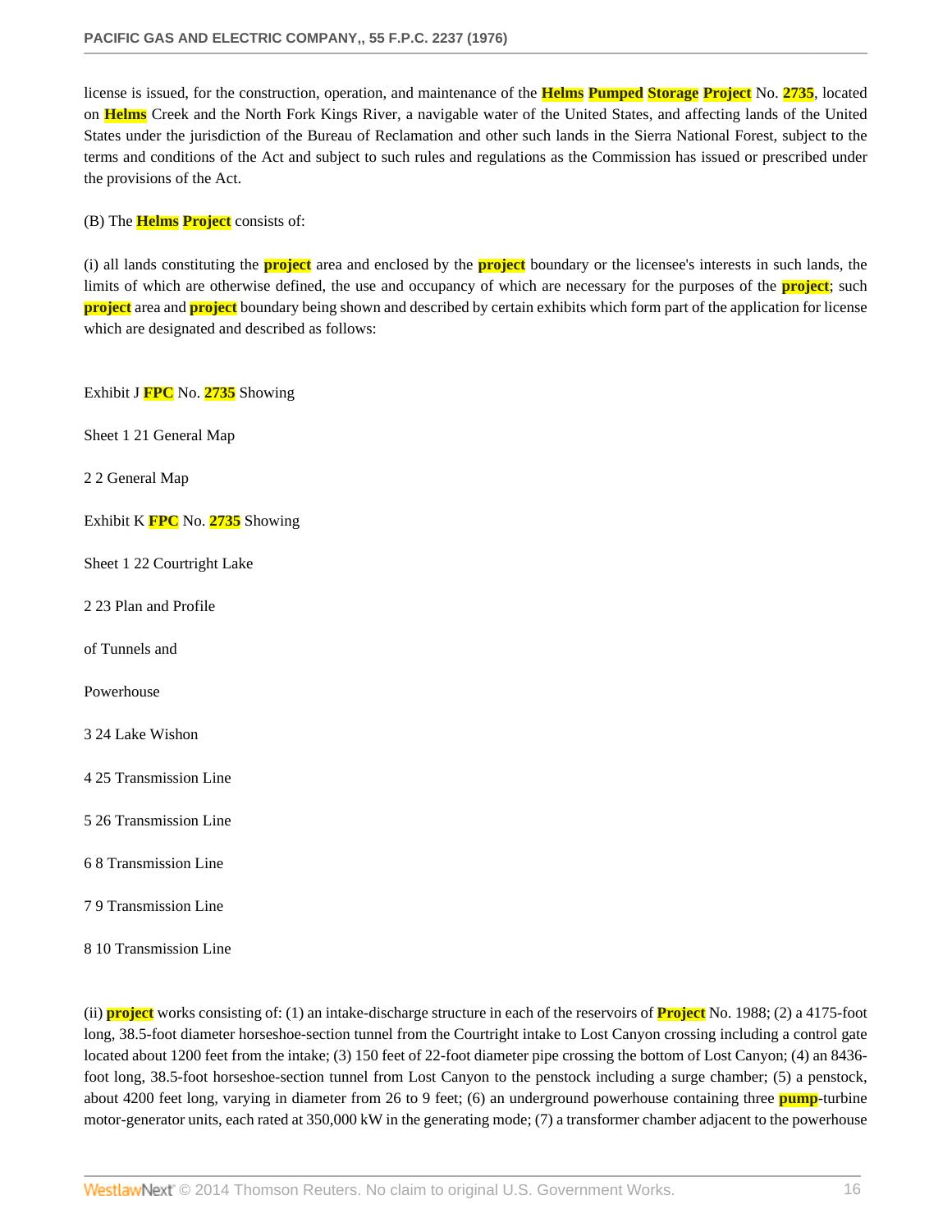license is issued, for the construction, operation, and maintenance of the Helms Pumped Storage Project No. 2735, located on Helms Creek and the North Fork Kings River, a navigable water of the United States, and affecting lands of the United States under the jurisdiction of the Bureau of Reclamation and other such lands in the Sierra National Forest, subject to the terms and conditions of the Act and subject to such rules and regulations as the Commission has issued or prescribed under the provisions of the Act.

(B) The Helms Project consists of:

(i) all lands constituting the project area and enclosed by the project boundary or the licensee's interests in such lands, the limits of which are otherwise defined, the use and occupancy of which are necessary for the purposes of the project; such project area and project boundary being shown and described by certain exhibits which form part of the application for license which are designated and described as follows:

Exhibit J FPC No. 2735 Showing

Sheet 1 21 General Map

2 2 General Map

Exhibit K FPC No. 2735 Showing

Sheet 1 22 Courtright Lake

2 23 Plan and Profile

of Tunnels and

Powerhouse

3 24 Lake Wishon

4 25 Transmission Line

5 26 Transmission Line

6 8 Transmission Line

7 9 Transmission Line

8 10 Transmission Line

(ii) project works consisting of: (1) an intake-discharge structure in each of the reservoirs of Project No. 1988; (2) a 4175-foot long, 38.5-foot diameter horseshoe-section tunnel from the Courtright intake to Lost Canyon crossing including a control gate located about 1200 feet from the intake; (3) 150 feet of 22-foot diameter pipe crossing the bottom of Lost Canyon; (4) an 8436-foot long, 38.5-foot horseshoe-section tunnel from Lost Canyon to the penstock including a surge chamber; (5) a penstock, about 4200 feet long, varying in diameter from 26 to 9 feet; (6) an underground powerhouse containing three pump-turbine motor-generator units, each rated at 350,000 kW in the generating mode; (7) a transformer chamber adjacent to the powerhouse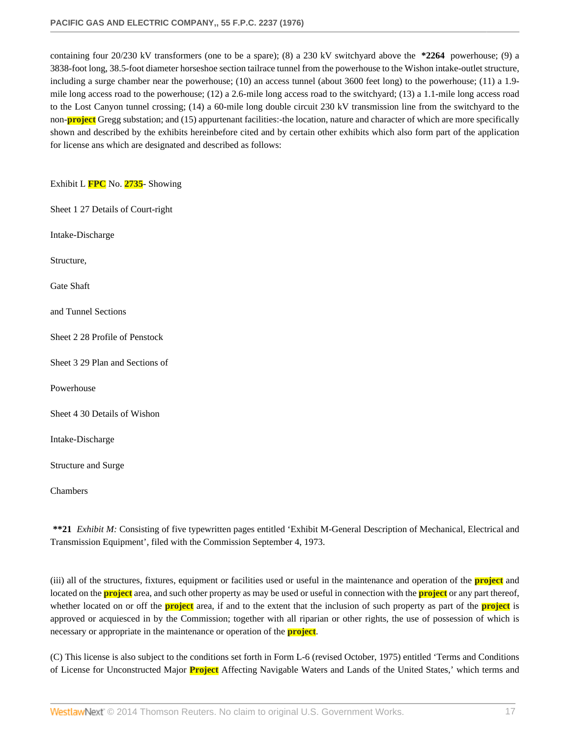containing four 20/230 kV transformers (one to be a spare); (8) a 230 kV switchyard above the **\*2264** powerhouse; (9) a 3838-foot long, 38.5-foot diameter horseshoe section tailrace tunnel from the powerhouse to the Wishon intake-outlet structure, including a surge chamber near the powerhouse; (10) an access tunnel (about 3600 feet long) to the powerhouse; (11) a 1.9-mile long access road to the powerhouse; (12) a 2.6-mile long access road to the switchyard; (13) a 1.1-mile long access road to the Lost Canyon tunnel crossing; (14) a 60-mile long double circuit 230 kV transmission line from the switchyard to the non-**project** Gregg substation; and (15) appurtenant facilities:-the location, nature and character of which are more specifically shown and described by the exhibits hereinbefore cited and by certain other exhibits which also form part of the application for license ans which are designated and described as follows:

Exhibit L **FPC** No. **2735**- Showing

Sheet 1 27 Details of Court-right

Intake-Discharge

Structure,

Gate Shaft

and Tunnel Sections

Sheet 2 28 Profile of Penstock

Sheet 3 29 Plan and Sections of

Powerhouse

Sheet 4 30 Details of Wishon

Intake-Discharge

Structure and Surge

Chambers

**\*\*21** *Exhibit M:* Consisting of five typewritten pages entitled 'Exhibit M-General Description of Mechanical, Electrical and Transmission Equipment', filed with the Commission September 4, 1973.

(iii) all of the structures, fixtures, equipment or facilities used or useful in the maintenance and operation of the **project** and located on the **project** area, and such other property as may be used or useful in connection with the **project** or any part thereof, whether located on or off the **project** area, if and to the extent that the inclusion of such property as part of the **project** is approved or acquiesced in by the Commission; together with all riparian or other rights, the use of possession of which is necessary or appropriate in the maintenance or operation of the **project**.

(C) This license is also subject to the conditions set forth in Form L-6 (revised October, 1975) entitled 'Terms and Conditions of License for Unconstructed Major **Project** Affecting Navigable Waters and Lands of the United States,' which terms and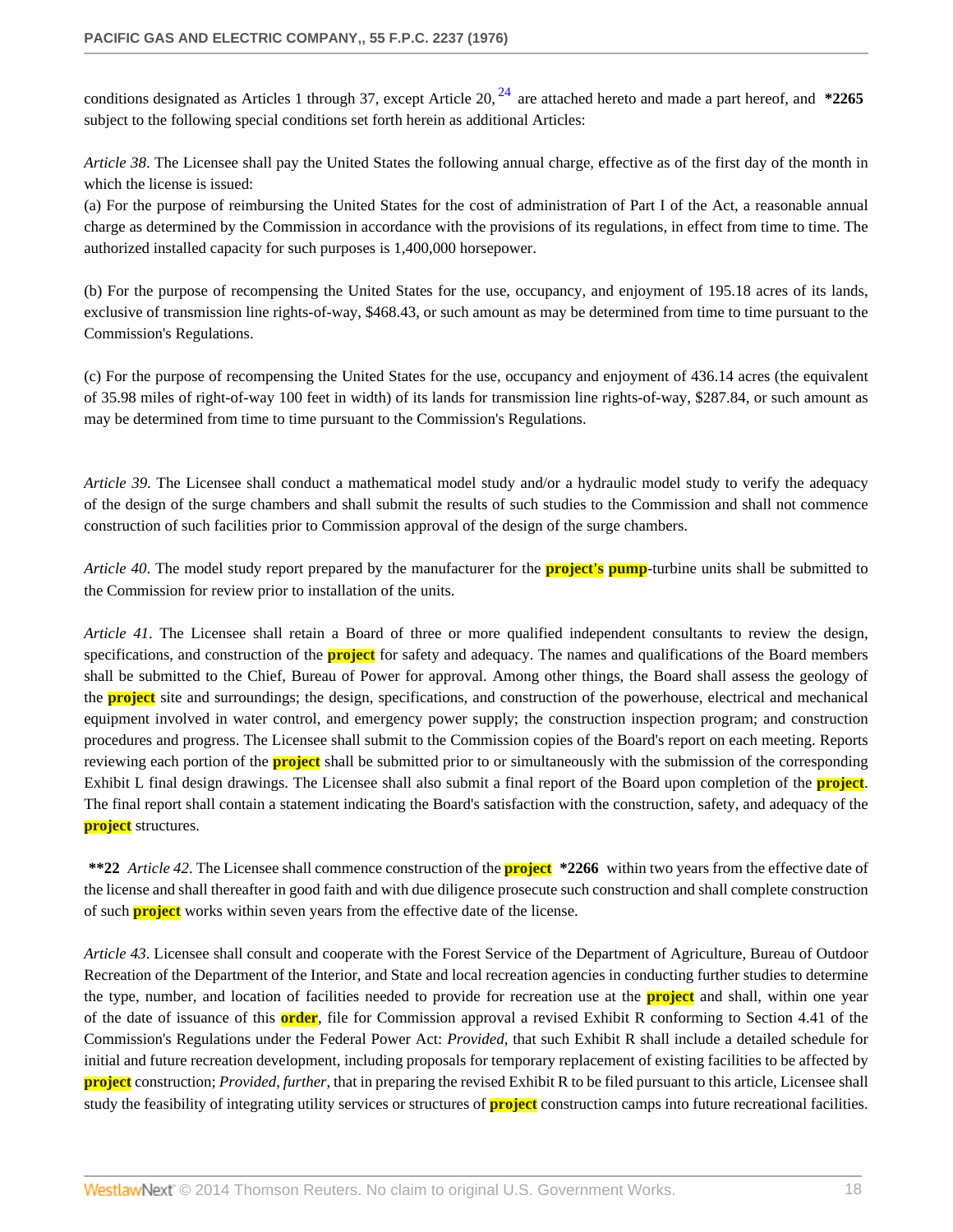conditions designated as Articles 1 through 37, except Article 20, [24] are attached hereto and made a part hereof, and **\*2265** subject to the following special conditions set forth herein as additional Articles:

*Article 38*. The Licensee shall pay the United States the following annual charge, effective as of the first day of the month in which the license is issued:

(a) For the purpose of reimbursing the United States for the cost of administration of Part I of the Act, a reasonable annual charge as determined by the Commission in accordance with the provisions of its regulations, in effect from time to time. The authorized installed capacity for such purposes is 1,400,000 horsepower.

(b) For the purpose of recompensing the United States for the use, occupancy, and enjoyment of 195.18 acres of its lands, exclusive of transmission line rights-of-way, $468.43, or such amount as may be determined from time to time pursuant to the Commission's Regulations.

(c) For the purpose of recompensing the United States for the use, occupancy and enjoyment of 436.14 acres (the equivalent of 35.98 miles of right-of-way 100 feet in width) of its lands for transmission line rights-of-way, $287.84, or such amount as may be determined from time to time pursuant to the Commission's Regulations.

*Article 39*. The Licensee shall conduct a mathematical model study and/or a hydraulic model study to verify the adequacy of the design of the surge chambers and shall submit the results of such studies to the Commission and shall not commence construction of such facilities prior to Commission approval of the design of the surge chambers.

*Article 40*. The model study report prepared by the manufacturer for the project's pump-turbine units shall be submitted to the Commission for review prior to installation of the units.

*Article 41*. The Licensee shall retain a Board of three or more qualified independent consultants to review the design, specifications, and construction of the project for safety and adequacy. The names and qualifications of the Board members shall be submitted to the Chief, Bureau of Power for approval. Among other things, the Board shall assess the geology of the project site and surroundings; the design, specifications, and construction of the powerhouse, electrical and mechanical equipment involved in water control, and emergency power supply; the construction inspection program; and construction procedures and progress. The Licensee shall submit to the Commission copies of the Board's report on each meeting. Reports reviewing each portion of the project shall be submitted prior to or simultaneously with the submission of the corresponding Exhibit L final design drawings. The Licensee shall also submit a final report of the Board upon completion of the project. The final report shall contain a statement indicating the Board's satisfaction with the construction, safety, and adequacy of the project structures.

**\*\*22** *Article 42*. The Licensee shall commence construction of the project **\*2266** within two years from the effective date of the license and shall thereafter in good faith and with due diligence prosecute such construction and shall complete construction of such project works within seven years from the effective date of the license.

*Article 43*. Licensee shall consult and cooperate with the Forest Service of the Department of Agriculture, Bureau of Outdoor Recreation of the Department of the Interior, and State and local recreation agencies in conducting further studies to determine the type, number, and location of facilities needed to provide for recreation use at the project and shall, within one year of the date of issuance of this order, file for Commission approval a revised Exhibit R conforming to Section 4.41 of the Commission's Regulations under the Federal Power Act: *Provided*, that such Exhibit R shall include a detailed schedule for initial and future recreation development, including proposals for temporary replacement of existing facilities to be affected by project construction; *Provided, further*, that in preparing the revised Exhibit R to be filed pursuant to this article, Licensee shall study the feasibility of integrating utility services or structures of project construction camps into future recreational facilities.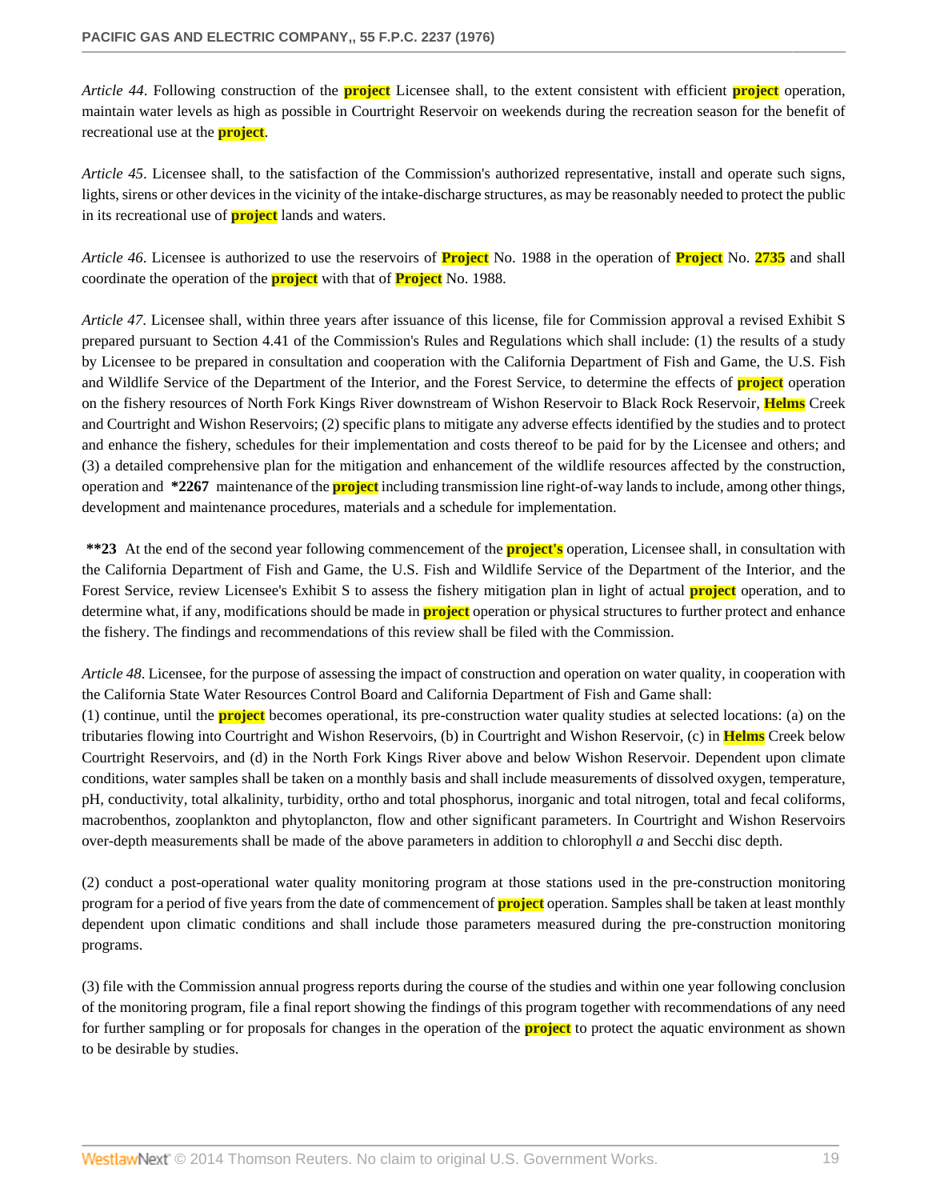*Article 44*. Following construction of the project Licensee shall, to the extent consistent with efficient project operation, maintain water levels as high as possible in Courtright Reservoir on weekends during the recreation season for the benefit of recreational use at the project.

*Article 45*. Licensee shall, to the satisfaction of the Commission's authorized representative, install and operate such signs, lights, sirens or other devices in the vicinity of the intake-discharge structures, as may be reasonably needed to protect the public in its recreational use of project lands and waters.

*Article 46*. Licensee is authorized to use the reservoirs of Project No. 1988 in the operation of Project No. 2735 and shall coordinate the operation of the project with that of Project No. 1988.

*Article 47*. Licensee shall, within three years after issuance of this license, file for Commission approval a revised Exhibit S prepared pursuant to Section 4.41 of the Commission's Rules and Regulations which shall include: (1) the results of a study by Licensee to be prepared in consultation and cooperation with the California Department of Fish and Game, the U.S. Fish and Wildlife Service of the Department of the Interior, and the Forest Service, to determine the effects of project operation on the fishery resources of North Fork Kings River downstream of Wishon Reservoir to Black Rock Reservoir, Helms Creek and Courtright and Wishon Reservoirs; (2) specific plans to mitigate any adverse effects identified by the studies and to protect and enhance the fishery, schedules for their implementation and costs thereof to be paid for by the Licensee and others; and (3) a detailed comprehensive plan for the mitigation and enhancement of the wildlife resources affected by the construction, operation and **\*2267** maintenance of the project including transmission line right-of-way lands to include, among other things, development and maintenance procedures, materials and a schedule for implementation.

**\*\*23** At the end of the second year following commencement of the project's operation, Licensee shall, in consultation with the California Department of Fish and Game, the U.S. Fish and Wildlife Service of the Department of the Interior, and the Forest Service, review Licensee's Exhibit S to assess the fishery mitigation plan in light of actual project operation, and to determine what, if any, modifications should be made in project operation or physical structures to further protect and enhance the fishery. The findings and recommendations of this review shall be filed with the Commission.

*Article 48*. Licensee, for the purpose of assessing the impact of construction and operation on water quality, in cooperation with the California State Water Resources Control Board and California Department of Fish and Game shall:

(1) continue, until the project becomes operational, its pre-construction water quality studies at selected locations: (a) on the tributaries flowing into Courtright and Wishon Reservoirs, (b) in Courtright and Wishon Reservoir, (c) in Helms Creek below Courtright Reservoirs, and (d) in the North Fork Kings River above and below Wishon Reservoir. Dependent upon climate conditions, water samples shall be taken on a monthly basis and shall include measurements of dissolved oxygen, temperature, pH, conductivity, total alkalinity, turbidity, ortho and total phosphorus, inorganic and total nitrogen, total and fecal coliforms, macrobenthos, zooplankton and phytoplancton, flow and other significant parameters. In Courtright and Wishon Reservoirs over-depth measurements shall be made of the above parameters in addition to chlorophyll *a* and Secchi disc depth.

(2) conduct a post-operational water quality monitoring program at those stations used in the pre-construction monitoring program for a period of five years from the date of commencement of project operation. Samples shall be taken at least monthly dependent upon climatic conditions and shall include those parameters measured during the pre-construction monitoring programs.

(3) file with the Commission annual progress reports during the course of the studies and within one year following conclusion of the monitoring program, file a final report showing the findings of this program together with recommendations of any need for further sampling or for proposals for changes in the operation of the project to protect the aquatic environment as shown to be desirable by studies.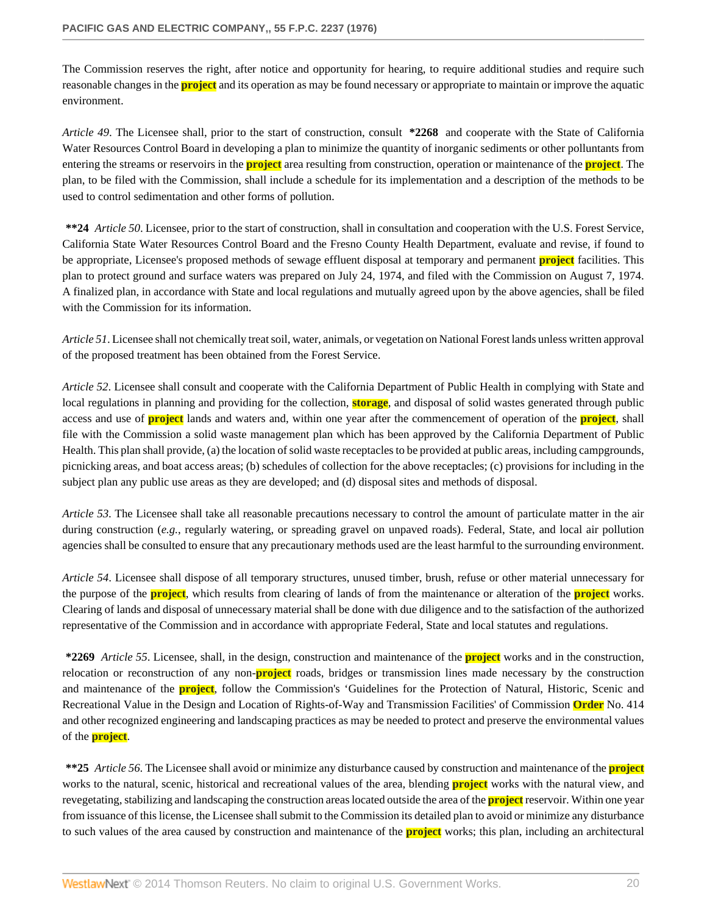The Commission reserves the right, after notice and opportunity for hearing, to require additional studies and require such reasonable changes in the project and its operation as may be found necessary or appropriate to maintain or improve the aquatic environment.

*Article 49*. The Licensee shall, prior to the start of construction, consult **\*2268** and cooperate with the State of California Water Resources Control Board in developing a plan to minimize the quantity of inorganic sediments or other pollutants from entering the streams or reservoirs in the project area resulting from construction, operation or maintenance of the project. The plan, to be filed with the Commission, shall include a schedule for its implementation and a description of the methods to be used to control sedimentation and other forms of pollution.

**\*\*24** *Article 50*. Licensee, prior to the start of construction, shall in consultation and cooperation with the U.S. Forest Service, California State Water Resources Control Board and the Fresno County Health Department, evaluate and revise, if found to be appropriate, Licensee's proposed methods of sewage effluent disposal at temporary and permanent project facilities. This plan to protect ground and surface waters was prepared on July 24, 1974, and filed with the Commission on August 7, 1974. A finalized plan, in accordance with State and local regulations and mutually agreed upon by the above agencies, shall be filed with the Commission for its information.

*Article 51*. Licensee shall not chemically treat soil, water, animals, or vegetation on National Forest lands unless written approval of the proposed treatment has been obtained from the Forest Service.

*Article 52*. Licensee shall consult and cooperate with the California Department of Public Health in complying with State and local regulations in planning and providing for the collection, storage, and disposal of solid wastes generated through public access and use of project lands and waters and, within one year after the commencement of operation of the project, shall file with the Commission a solid waste management plan which has been approved by the California Department of Public Health. This plan shall provide, (a) the location of solid waste receptacles to be provided at public areas, including campgrounds, picnicking areas, and boat access areas; (b) schedules of collection for the above receptacles; (c) provisions for including in the subject plan any public use areas as they are developed; and (d) disposal sites and methods of disposal.

*Article 53*. The Licensee shall take all reasonable precautions necessary to control the amount of particulate matter in the air during construction (*e.g.*, regularly watering, or spreading gravel on unpaved roads). Federal, State, and local air pollution agencies shall be consulted to ensure that any precautionary methods used are the least harmful to the surrounding environment.

*Article 54*. Licensee shall dispose of all temporary structures, unused timber, brush, refuse or other material unnecessary for the purpose of the project, which results from clearing of lands of from the maintenance or alteration of the project works. Clearing of lands and disposal of unnecessary material shall be done with due diligence and to the satisfaction of the authorized representative of the Commission and in accordance with appropriate Federal, State and local statutes and regulations.

**\*2269** *Article 55*. Licensee, shall, in the design, construction and maintenance of the project works and in the construction, relocation or reconstruction of any non-project roads, bridges or transmission lines made necessary by the construction and maintenance of the project, follow the Commission's 'Guidelines for the Protection of Natural, Historic, Scenic and Recreational Value in the Design and Location of Rights-of-Way and Transmission Facilities' of Commission Order No. 414 and other recognized engineering and landscaping practices as may be needed to protect and preserve the environmental values of the project.

**\*\*25** *Article 56*. The Licensee shall avoid or minimize any disturbance caused by construction and maintenance of the project works to the natural, scenic, historical and recreational values of the area, blending project works with the natural view, and revegetating, stabilizing and landscaping the construction areas located outside the area of the project reservoir. Within one year from issuance of this license, the Licensee shall submit to the Commission its detailed plan to avoid or minimize any disturbance to such values of the area caused by construction and maintenance of the project works; this plan, including an architectural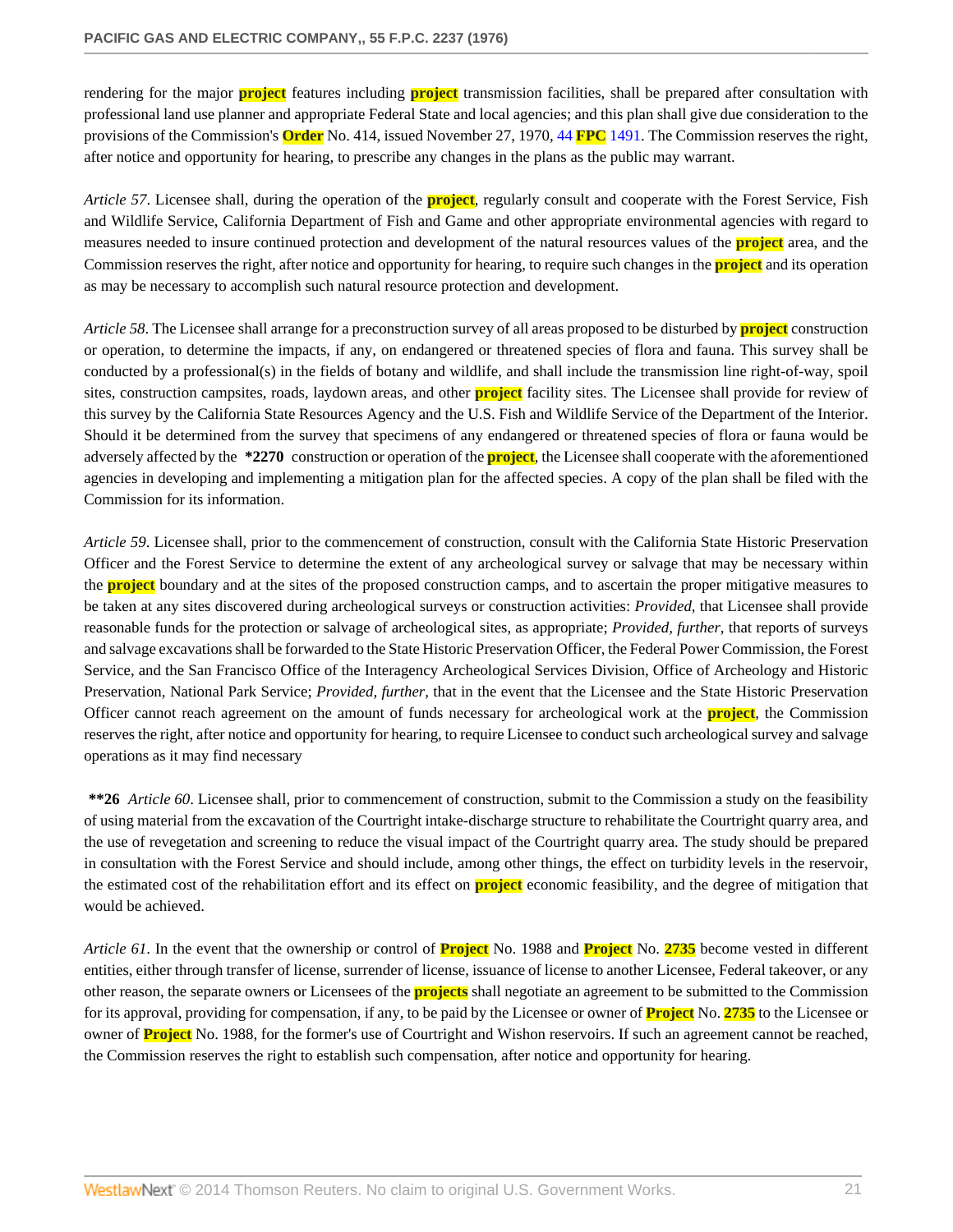rendering for the major project features including project transmission facilities, shall be prepared after consultation with professional land use planner and appropriate Federal State and local agencies; and this plan shall give due consideration to the provisions of the Commission's Order No. 414, issued November 27, 1970, 44 FPC 1491. The Commission reserves the right, after notice and opportunity for hearing, to prescribe any changes in the plans as the public may warrant.

*Article 57*. Licensee shall, during the operation of the project, regularly consult and cooperate with the Forest Service, Fish and Wildlife Service, California Department of Fish and Game and other appropriate environmental agencies with regard to measures needed to insure continued protection and development of the natural resources values of the project area, and the Commission reserves the right, after notice and opportunity for hearing, to require such changes in the project and its operation as may be necessary to accomplish such natural resource protection and development.

*Article 58*. The Licensee shall arrange for a preconstruction survey of all areas proposed to be disturbed by project construction or operation, to determine the impacts, if any, on endangered or threatened species of flora and fauna. This survey shall be conducted by a professional(s) in the fields of botany and wildlife, and shall include the transmission line right-of-way, spoil sites, construction campsites, roads, laydown areas, and other project facility sites. The Licensee shall provide for review of this survey by the California State Resources Agency and the U.S. Fish and Wildlife Service of the Department of the Interior. Should it be determined from the survey that specimens of any endangered or threatened species of flora or fauna would be adversely affected by the **\*2270** construction or operation of the project, the Licensee shall cooperate with the aforementioned agencies in developing and implementing a mitigation plan for the affected species. A copy of the plan shall be filed with the Commission for its information.

*Article 59*. Licensee shall, prior to the commencement of construction, consult with the California State Historic Preservation Officer and the Forest Service to determine the extent of any archeological survey or salvage that may be necessary within the project boundary and at the sites of the proposed construction camps, and to ascertain the proper mitigative measures to be taken at any sites discovered during archeological surveys or construction activities: *Provided*, that Licensee shall provide reasonable funds for the protection or salvage of archeological sites, as appropriate; *Provided, further*, that reports of surveys and salvage excavations shall be forwarded to the State Historic Preservation Officer, the Federal Power Commission, the Forest Service, and the San Francisco Office of the Interagency Archeological Services Division, Office of Archeology and Historic Preservation, National Park Service; *Provided, further*, that in the event that the Licensee and the State Historic Preservation Officer cannot reach agreement on the amount of funds necessary for archeological work at the project, the Commission reserves the right, after notice and opportunity for hearing, to require Licensee to conduct such archeological survey and salvage operations as it may find necessary

**\*\*26** *Article 60*. Licensee shall, prior to commencement of construction, submit to the Commission a study on the feasibility of using material from the excavation of the Courtright intake-discharge structure to rehabilitate the Courtright quarry area, and the use of revegetation and screening to reduce the visual impact of the Courtright quarry area. The study should be prepared in consultation with the Forest Service and should include, among other things, the effect on turbidity levels in the reservoir, the estimated cost of the rehabilitation effort and its effect on project economic feasibility, and the degree of mitigation that would be achieved.

*Article 61*. In the event that the ownership or control of Project No. 1988 and Project No. 2735 become vested in different entities, either through transfer of license, surrender of license, issuance of license to another Licensee, Federal takeover, or any other reason, the separate owners or Licensees of the projects shall negotiate an agreement to be submitted to the Commission for its approval, providing for compensation, if any, to be paid by the Licensee or owner of Project No. 2735 to the Licensee or owner of Project No. 1988, for the former's use of Courtright and Wishon reservoirs. If such an agreement cannot be reached, the Commission reserves the right to establish such compensation, after notice and opportunity for hearing.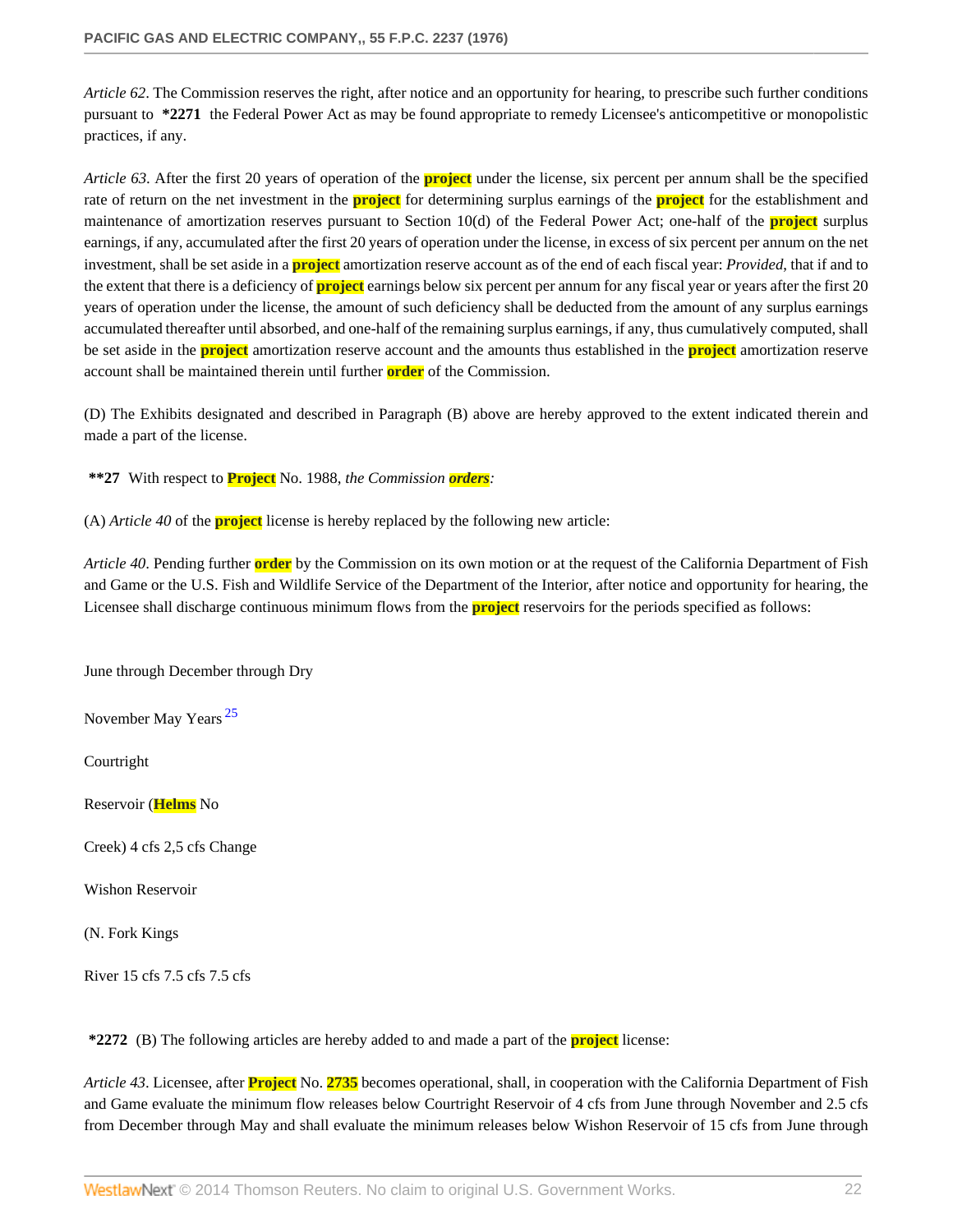*Article 62*. The Commission reserves the right, after notice and an opportunity for hearing, to prescribe such further conditions pursuant to **\*2271** the Federal Power Act as may be found appropriate to remedy Licensee's anticompetitive or monopolistic practices, if any.

*Article 63*. After the first 20 years of operation of the project under the license, six percent per annum shall be the specified rate of return on the net investment in the project for determining surplus earnings of the project for the establishment and maintenance of amortization reserves pursuant to Section 10(d) of the Federal Power Act; one-half of the project surplus earnings, if any, accumulated after the first 20 years of operation under the license, in excess of six percent per annum on the net investment, shall be set aside in a project amortization reserve account as of the end of each fiscal year: *Provided*, that if and to the extent that there is a deficiency of project earnings below six percent per annum for any fiscal year or years after the first 20 years of operation under the license, the amount of such deficiency shall be deducted from the amount of any surplus earnings accumulated thereafter until absorbed, and one-half of the remaining surplus earnings, if any, thus cumulatively computed, shall be set aside in the project amortization reserve account and the amounts thus established in the project amortization reserve account shall be maintained therein until further order of the Commission.

(D) The Exhibits designated and described in Paragraph (B) above are hereby approved to the extent indicated therein and made a part of the license.

**\*\*27** With respect to Project No. 1988, *the Commission orders:*

(A) *Article 40* of the project license is hereby replaced by the following new article:

*Article 40*. Pending further order by the Commission on its own motion or at the request of the California Department of Fish and Game or the U.S. Fish and Wildlife Service of the Department of the Interior, after notice and opportunity for hearing, the Licensee shall discharge continuous minimum flows from the project reservoirs for the periods specified as follows:

June through December through Dry

November May Years [25]

Courtright

Reservoir (Helms No

Creek) 4 cfs 2,5 cfs Change

Wishon Reservoir

(N. Fork Kings

River 15 cfs 7.5 cfs 7.5 cfs

**\*2272** (B) The following articles are hereby added to and made a part of the project license:

*Article 43*. Licensee, after Project No. 2735 becomes operational, shall, in cooperation with the California Department of Fish and Game evaluate the minimum flow releases below Courtright Reservoir of 4 cfs from June through November and 2.5 cfs from December through May and shall evaluate the minimum releases below Wishon Reservoir of 15 cfs from June through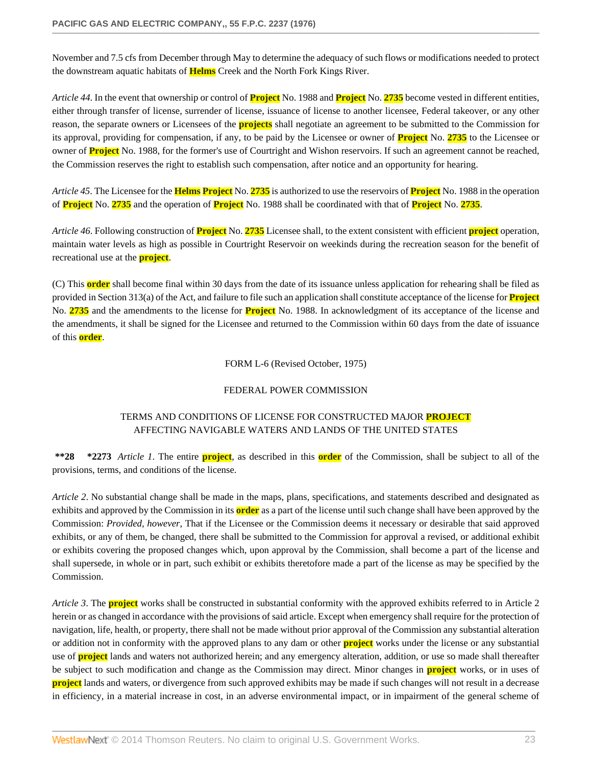November and 7.5 cfs from December through May to determine the adequacy of such flows or modifications needed to protect the downstream aquatic habitats of Helms Creek and the North Fork Kings River.

*Article 44*. In the event that ownership or control of Project No. 1988 and Project No. 2735 become vested in different entities, either through transfer of license, surrender of license, issuance of license to another licensee, Federal takeover, or any other reason, the separate owners or Licensees of the projects shall negotiate an agreement to be submitted to the Commission for its approval, providing for compensation, if any, to be paid by the Licensee or owner of Project No. 2735 to the Licensee or owner of Project No. 1988, for the former's use of Courtright and Wishon reservoirs. If such an agreement cannot be reached, the Commission reserves the right to establish such compensation, after notice and an opportunity for hearing.

*Article 45*. The Licensee for the Helms Project No. 2735 is authorized to use the reservoirs of Project No. 1988 in the operation of Project No. 2735 and the operation of Project No. 1988 shall be coordinated with that of Project No. 2735.

*Article 46*. Following construction of Project No. 2735 Licensee shall, to the extent consistent with efficient project operation, maintain water levels as high as possible in Courtright Reservoir on weekinds during the recreation season for the benefit of recreational use at the project.

(C) This order shall become final within 30 days from the date of its issuance unless application for rehearing shall be filed as provided in Section 313(a) of the Act, and failure to file such an application shall constitute acceptance of the license for Project No. 2735 and the amendments to the license for Project No. 1988. In acknowledgment of its acceptance of the license and the amendments, it shall be signed for the Licensee and returned to the Commission within 60 days from the date of issuance of this order.

FORM L-6 (Revised October, 1975)

FEDERAL POWER COMMISSION

TERMS AND CONDITIONS OF LICENSE FOR CONSTRUCTED MAJOR PROJECT AFFECTING NAVIGABLE WATERS AND LANDS OF THE UNITED STATES

**\*\*28** **\*2273** *Article 1*. The entire project, as described in this order of the Commission, shall be subject to all of the provisions, terms, and conditions of the license.

*Article 2*. No substantial change shall be made in the maps, plans, specifications, and statements described and designated as exhibits and approved by the Commission in its order as a part of the license until such change shall have been approved by the Commission: *Provided, however*, That if the Licensee or the Commission deems it necessary or desirable that said approved exhibits, or any of them, be changed, there shall be submitted to the Commission for approval a revised, or additional exhibit or exhibits covering the proposed changes which, upon approval by the Commission, shall become a part of the license and shall supersede, in whole or in part, such exhibit or exhibits theretofore made a part of the license as may be specified by the Commission.

*Article 3*. The project works shall be constructed in substantial conformity with the approved exhibits referred to in Article 2 herein or as changed in accordance with the provisions of said article. Except when emergency shall require for the protection of navigation, life, health, or property, there shall not be made without prior approval of the Commission any substantial alteration or addition not in conformity with the approved plans to any dam or other project works under the license or any substantial use of project lands and waters not authorized herein; and any emergency alteration, addition, or use so made shall thereafter be subject to such modification and change as the Commission may direct. Minor changes in project works, or in uses of project lands and waters, or divergence from such approved exhibits may be made if such changes will not result in a decrease in efficiency, in a material increase in cost, in an adverse environmental impact, or in impairment of the general scheme of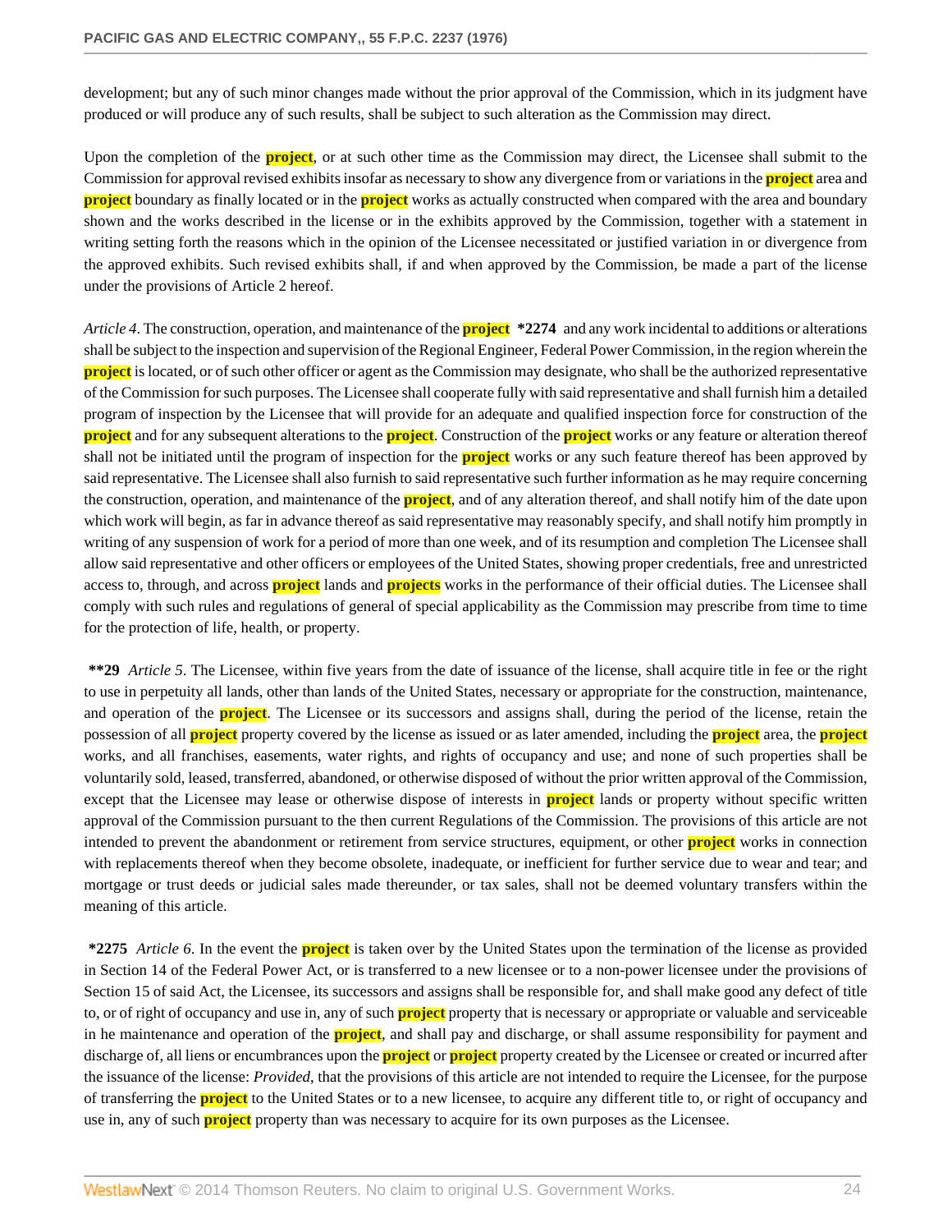development; but any of such minor changes made without the prior approval of the Commission, which in its judgment have produced or will produce any of such results, shall be subject to such alteration as the Commission may direct.

Upon the completion of the project, or at such other time as the Commission may direct, the Licensee shall submit to the Commission for approval revised exhibits insofar as necessary to show any divergence from or variations in the project area and project boundary as finally located or in the project works as actually constructed when compared with the area and boundary shown and the works described in the license or in the exhibits approved by the Commission, together with a statement in writing setting forth the reasons which in the opinion of the Licensee necessitated or justified variation in or divergence from the approved exhibits. Such revised exhibits shall, if and when approved by the Commission, be made a part of the license under the provisions of Article 2 hereof.

*Article 4*. The construction, operation, and maintenance of the project **\*2274** and any work incidental to additions or alterations shall be subject to the inspection and supervision of the Regional Engineer, Federal Power Commission, in the region wherein the project is located, or of such other officer or agent as the Commission may designate, who shall be the authorized representative of the Commission for such purposes. The Licensee shall cooperate fully with said representative and shall furnish him a detailed program of inspection by the Licensee that will provide for an adequate and qualified inspection force for construction of the project and for any subsequent alterations to the project. Construction of the project works or any feature or alteration thereof shall not be initiated until the program of inspection for the project works or any such feature thereof has been approved by said representative. The Licensee shall also furnish to said representative such further information as he may require concerning the construction, operation, and maintenance of the project, and of any alteration thereof, and shall notify him of the date upon which work will begin, as far in advance thereof as said representative may reasonably specify, and shall notify him promptly in writing of any suspension of work for a period of more than one week, and of its resumption and completion The Licensee shall allow said representative and other officers or employees of the United States, showing proper credentials, free and unrestricted access to, through, and across project lands and projects works in the performance of their official duties. The Licensee shall comply with such rules and regulations of general of special applicability as the Commission may prescribe from time to time for the protection of life, health, or property.

**\*\*29** *Article 5*. The Licensee, within five years from the date of issuance of the license, shall acquire title in fee or the right to use in perpetuity all lands, other than lands of the United States, necessary or appropriate for the construction, maintenance, and operation of the project. The Licensee or its successors and assigns shall, during the period of the license, retain the possession of all project property covered by the license as issued or as later amended, including the project area, the project works, and all franchises, easements, water rights, and rights of occupancy and use; and none of such properties shall be voluntarily sold, leased, transferred, abandoned, or otherwise disposed of without the prior written approval of the Commission, except that the Licensee may lease or otherwise dispose of interests in project lands or property without specific written approval of the Commission pursuant to the then current Regulations of the Commission. The provisions of this article are not intended to prevent the abandonment or retirement from service structures, equipment, or other project works in connection with replacements thereof when they become obsolete, inadequate, or inefficient for further service due to wear and tear; and mortgage or trust deeds or judicial sales made thereunder, or tax sales, shall not be deemed voluntary transfers within the meaning of this article.

**\*2275** *Article 6*. In the event the project is taken over by the United States upon the termination of the license as provided in Section 14 of the Federal Power Act, or is transferred to a new licensee or to a non-power licensee under the provisions of Section 15 of said Act, the Licensee, its successors and assigns shall be responsible for, and shall make good any defect of title to, or of right of occupancy and use in, any of such project property that is necessary or appropriate or valuable and serviceable in he maintenance and operation of the project, and shall pay and discharge, or shall assume responsibility for payment and discharge of, all liens or encumbrances upon the project or project property created by the Licensee or created or incurred after the issuance of the license: *Provided*, that the provisions of this article are not intended to require the Licensee, for the purpose of transferring the project to the United States or to a new licensee, to acquire any different title to, or right of occupancy and use in, any of such project property than was necessary to acquire for its own purposes as the Licensee.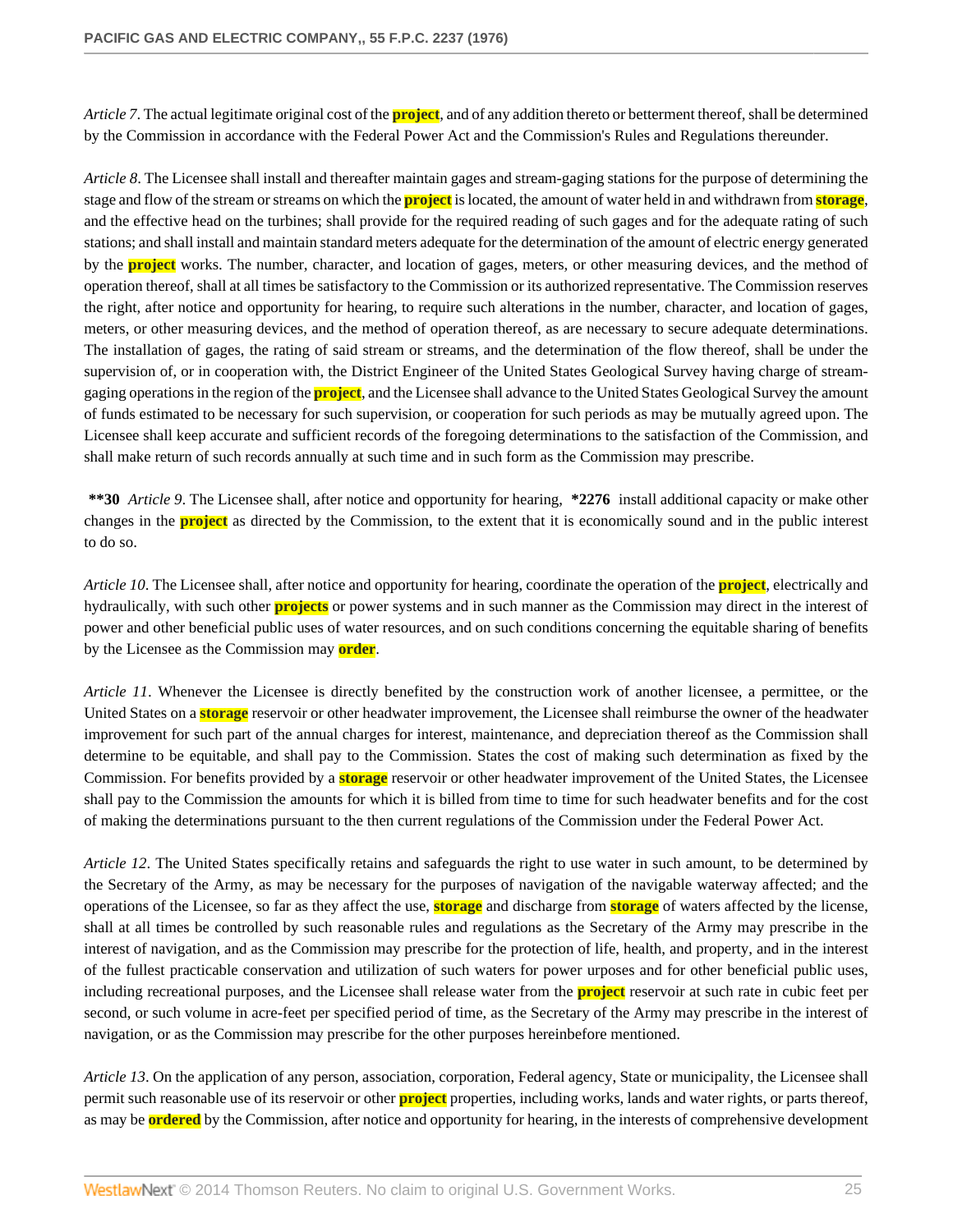*Article 7*. The actual legitimate original cost of the project, and of any addition thereto or betterment thereof, shall be determined by the Commission in accordance with the Federal Power Act and the Commission's Rules and Regulations thereunder.

*Article 8*. The Licensee shall install and thereafter maintain gages and stream-gaging stations for the purpose of determining the stage and flow of the stream or streams on which the project is located, the amount of water held in and withdrawn from storage, and the effective head on the turbines; shall provide for the required reading of such gages and for the adequate rating of such stations; and shall install and maintain standard meters adequate for the determination of the amount of electric energy generated by the project works. The number, character, and location of gages, meters, or other measuring devices, and the method of operation thereof, shall at all times be satisfactory to the Commission or its authorized representative. The Commission reserves the right, after notice and opportunity for hearing, to require such alterations in the number, character, and location of gages, meters, or other measuring devices, and the method of operation thereof, as are necessary to secure adequate determinations. The installation of gages, the rating of said stream or streams, and the determination of the flow thereof, shall be under the supervision of, or in cooperation with, the District Engineer of the United States Geological Survey having charge of stream-gaging operations in the region of the project, and the Licensee shall advance to the United States Geological Survey the amount of funds estimated to be necessary for such supervision, or cooperation for such periods as may be mutually agreed upon. The Licensee shall keep accurate and sufficient records of the foregoing determinations to the satisfaction of the Commission, and shall make return of such records annually at such time and in such form as the Commission may prescribe.

**\*\*30** *Article 9*. The Licensee shall, after notice and opportunity for hearing, **\*2276** install additional capacity or make other changes in the project as directed by the Commission, to the extent that it is economically sound and in the public interest to do so.

*Article 10*. The Licensee shall, after notice and opportunity for hearing, coordinate the operation of the project, electrically and hydraulically, with such other projects or power systems and in such manner as the Commission may direct in the interest of power and other beneficial public uses of water resources, and on such conditions concerning the equitable sharing of benefits by the Licensee as the Commission may order.

*Article 11*. Whenever the Licensee is directly benefited by the construction work of another licensee, a permittee, or the United States on a storage reservoir or other headwater improvement, the Licensee shall reimburse the owner of the headwater improvement for such part of the annual charges for interest, maintenance, and depreciation thereof as the Commission shall determine to be equitable, and shall pay to the Commission. States the cost of making such determination as fixed by the Commission. For benefits provided by a storage reservoir or other headwater improvement of the United States, the Licensee shall pay to the Commission the amounts for which it is billed from time to time for such headwater benefits and for the cost of making the determinations pursuant to the then current regulations of the Commission under the Federal Power Act.

*Article 12*. The United States specifically retains and safeguards the right to use water in such amount, to be determined by the Secretary of the Army, as may be necessary for the purposes of navigation of the navigable waterway affected; and the operations of the Licensee, so far as they affect the use, storage and discharge from storage of waters affected by the license, shall at all times be controlled by such reasonable rules and regulations as the Secretary of the Army may prescribe in the interest of navigation, and as the Commission may prescribe for the protection of life, health, and property, and in the interest of the fullest practicable conservation and utilization of such waters for power urposes and for other beneficial public uses, including recreational purposes, and the Licensee shall release water from the project reservoir at such rate in cubic feet per second, or such volume in acre-feet per specified period of time, as the Secretary of the Army may prescribe in the interest of navigation, or as the Commission may prescribe for the other purposes hereinbefore mentioned.

*Article 13*. On the application of any person, association, corporation, Federal agency, State or municipality, the Licensee shall permit such reasonable use of its reservoir or other project properties, including works, lands and water rights, or parts thereof, as may be ordered by the Commission, after notice and opportunity for hearing, in the interests of comprehensive development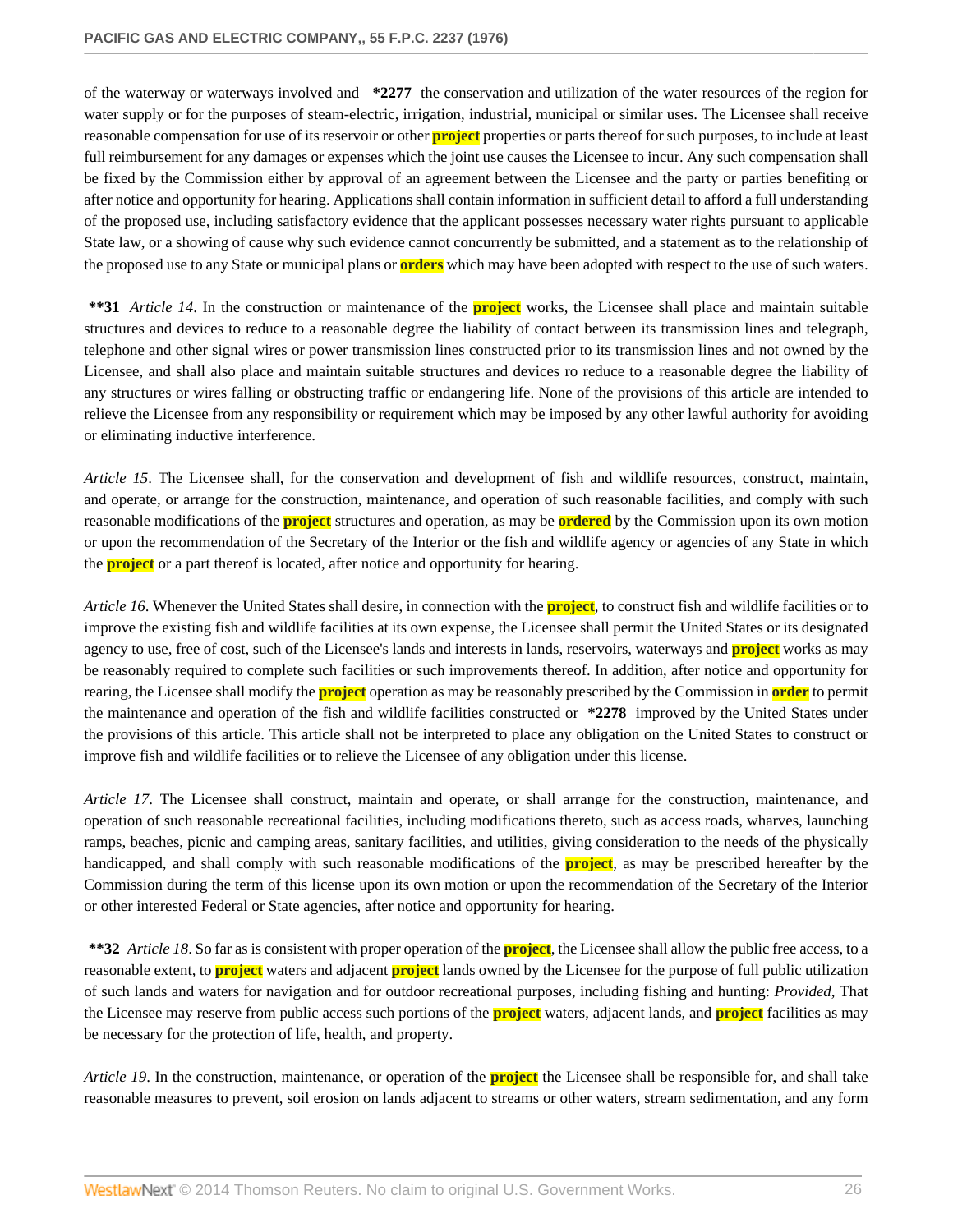of the waterway or waterways involved and **\*2277** the conservation and utilization of the water resources of the region for water supply or for the purposes of steam-electric, irrigation, industrial, municipal or similar uses. The Licensee shall receive reasonable compensation for use of its reservoir or other project properties or parts thereof for such purposes, to include at least full reimbursement for any damages or expenses which the joint use causes the Licensee to incur. Any such compensation shall be fixed by the Commission either by approval of an agreement between the Licensee and the party or parties benefiting or after notice and opportunity for hearing. Applications shall contain information in sufficient detail to afford a full understanding of the proposed use, including satisfactory evidence that the applicant possesses necessary water rights pursuant to applicable State law, or a showing of cause why such evidence cannot concurrently be submitted, and a statement as to the relationship of the proposed use to any State or municipal plans or orders which may have been adopted with respect to the use of such waters.

**\*\*31** *Article 14*. In the construction or maintenance of the project works, the Licensee shall place and maintain suitable structures and devices to reduce to a reasonable degree the liability of contact between its transmission lines and telegraph, telephone and other signal wires or power transmission lines constructed prior to its transmission lines and not owned by the Licensee, and shall also place and maintain suitable structures and devices ro reduce to a reasonable degree the liability of any structures or wires falling or obstructing traffic or endangering life. None of the provisions of this article are intended to relieve the Licensee from any responsibility or requirement which may be imposed by any other lawful authority for avoiding or eliminating inductive interference.

*Article 15*. The Licensee shall, for the conservation and development of fish and wildlife resources, construct, maintain, and operate, or arrange for the construction, maintenance, and operation of such reasonable facilities, and comply with such reasonable modifications of the project structures and operation, as may be ordered by the Commission upon its own motion or upon the recommendation of the Secretary of the Interior or the fish and wildlife agency or agencies of any State in which the project or a part thereof is located, after notice and opportunity for hearing.

*Article 16*. Whenever the United States shall desire, in connection with the project, to construct fish and wildlife facilities or to improve the existing fish and wildlife facilities at its own expense, the Licensee shall permit the United States or its designated agency to use, free of cost, such of the Licensee's lands and interests in lands, reservoirs, waterways and project works as may be reasonably required to complete such facilities or such improvements thereof. In addition, after notice and opportunity for rearing, the Licensee shall modify the project operation as may be reasonably prescribed by the Commission in order to permit the maintenance and operation of the fish and wildlife facilities constructed or **\*2278** improved by the United States under the provisions of this article. This article shall not be interpreted to place any obligation on the United States to construct or improve fish and wildlife facilities or to relieve the Licensee of any obligation under this license.

*Article 17*. The Licensee shall construct, maintain and operate, or shall arrange for the construction, maintenance, and operation of such reasonable recreational facilities, including modifications thereto, such as access roads, wharves, launching ramps, beaches, picnic and camping areas, sanitary facilities, and utilities, giving consideration to the needs of the physically handicapped, and shall comply with such reasonable modifications of the project, as may be prescribed hereafter by the Commission during the term of this license upon its own motion or upon the recommendation of the Secretary of the Interior or other interested Federal or State agencies, after notice and opportunity for hearing.

**\*\*32** *Article 18*. So far as is consistent with proper operation of the project, the Licensee shall allow the public free access, to a reasonable extent, to project waters and adjacent project lands owned by the Licensee for the purpose of full public utilization of such lands and waters for navigation and for outdoor recreational purposes, including fishing and hunting: *Provided*, That the Licensee may reserve from public access such portions of the project waters, adjacent lands, and project facilities as may be necessary for the protection of life, health, and property.

*Article 19*. In the construction, maintenance, or operation of the project the Licensee shall be responsible for, and shall take reasonable measures to prevent, soil erosion on lands adjacent to streams or other waters, stream sedimentation, and any form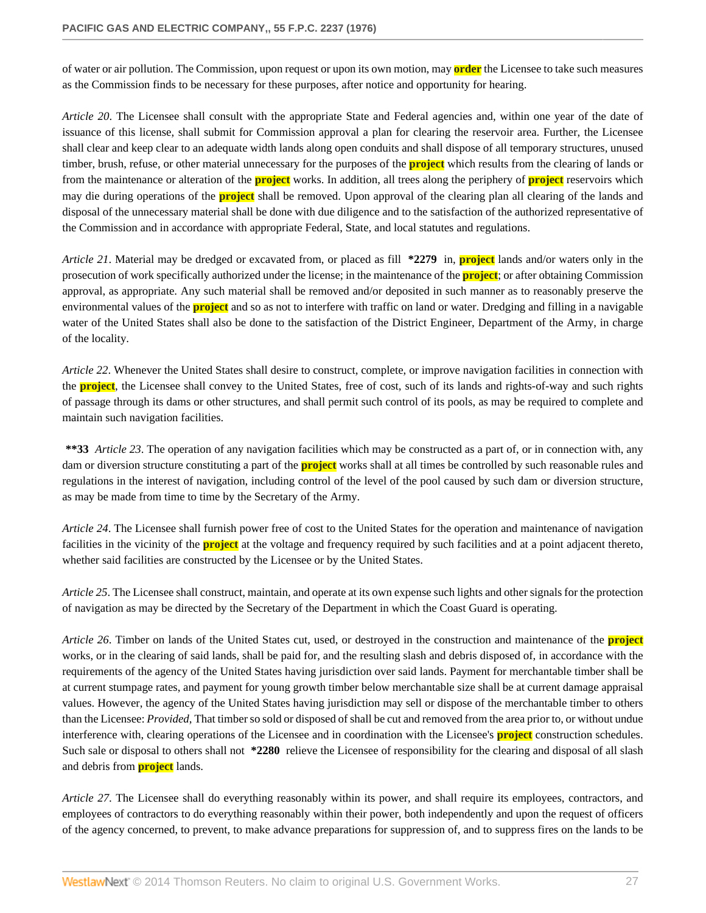of water or air pollution. The Commission, upon request or upon its own motion, may order the Licensee to take such measures as the Commission finds to be necessary for these purposes, after notice and opportunity for hearing.

*Article 20*. The Licensee shall consult with the appropriate State and Federal agencies and, within one year of the date of issuance of this license, shall submit for Commission approval a plan for clearing the reservoir area. Further, the Licensee shall clear and keep clear to an adequate width lands along open conduits and shall dispose of all temporary structures, unused timber, brush, refuse, or other material unnecessary for the purposes of the project which results from the clearing of lands or from the maintenance or alteration of the project works. In addition, all trees along the periphery of project reservoirs which may die during operations of the project shall be removed. Upon approval of the clearing plan all clearing of the lands and disposal of the unnecessary material shall be done with due diligence and to the satisfaction of the authorized representative of the Commission and in accordance with appropriate Federal, State, and local statutes and regulations.

*Article 21*. Material may be dredged or excavated from, or placed as fill **\*2279** in, project lands and/or waters only in the prosecution of work specifically authorized under the license; in the maintenance of the project; or after obtaining Commission approval, as appropriate. Any such material shall be removed and/or deposited in such manner as to reasonably preserve the environmental values of the project and so as not to interfere with traffic on land or water. Dredging and filling in a navigable water of the United States shall also be done to the satisfaction of the District Engineer, Department of the Army, in charge of the locality.

*Article 22*. Whenever the United States shall desire to construct, complete, or improve navigation facilities in connection with the project, the Licensee shall convey to the United States, free of cost, such of its lands and rights-of-way and such rights of passage through its dams or other structures, and shall permit such control of its pools, as may be required to complete and maintain such navigation facilities.

**\*\*33** *Article 23*. The operation of any navigation facilities which may be constructed as a part of, or in connection with, any dam or diversion structure constituting a part of the project works shall at all times be controlled by such reasonable rules and regulations in the interest of navigation, including control of the level of the pool caused by such dam or diversion structure, as may be made from time to time by the Secretary of the Army.

*Article 24*. The Licensee shall furnish power free of cost to the United States for the operation and maintenance of navigation facilities in the vicinity of the project at the voltage and frequency required by such facilities and at a point adjacent thereto, whether said facilities are constructed by the Licensee or by the United States.

*Article 25*. The Licensee shall construct, maintain, and operate at its own expense such lights and other signals for the protection of navigation as may be directed by the Secretary of the Department in which the Coast Guard is operating.

*Article 26*. Timber on lands of the United States cut, used, or destroyed in the construction and maintenance of the project works, or in the clearing of said lands, shall be paid for, and the resulting slash and debris disposed of, in accordance with the requirements of the agency of the United States having jurisdiction over said lands. Payment for merchantable timber shall be at current stumpage rates, and payment for young growth timber below merchantable size shall be at current damage appraisal values. However, the agency of the United States having jurisdiction may sell or dispose of the merchantable timber to others than the Licensee: *Provided*, That timber so sold or disposed of shall be cut and removed from the area prior to, or without undue interference with, clearing operations of the Licensee and in coordination with the Licensee's project construction schedules. Such sale or disposal to others shall not **\*2280** relieve the Licensee of responsibility for the clearing and disposal of all slash and debris from project lands.

*Article 27*. The Licensee shall do everything reasonably within its power, and shall require its employees, contractors, and employees of contractors to do everything reasonably within their power, both independently and upon the request of officers of the agency concerned, to prevent, to make advance preparations for suppression of, and to suppress fires on the lands to be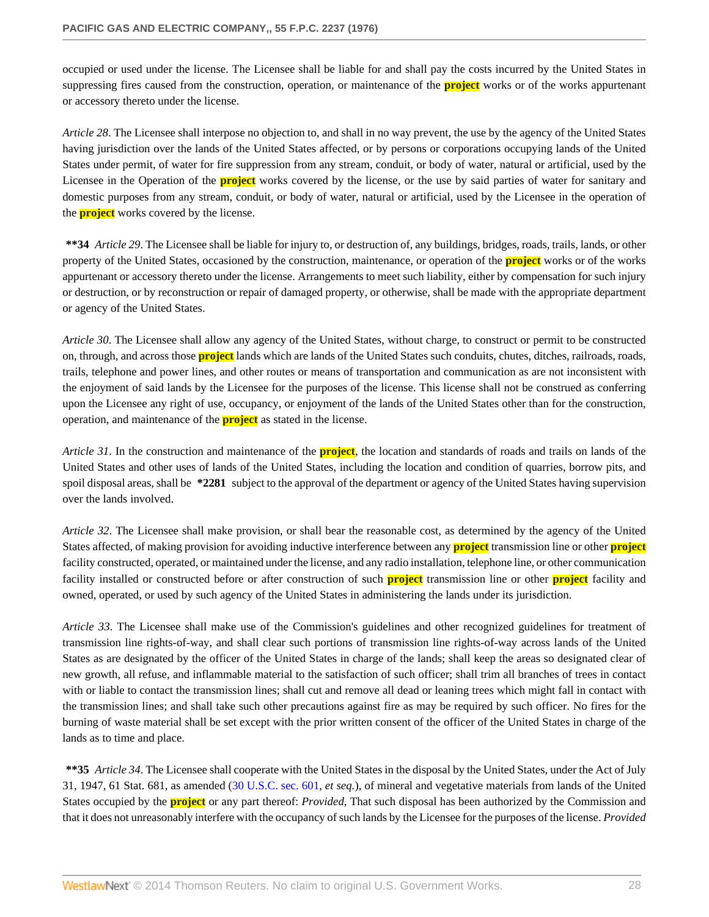occupied or used under the license. The Licensee shall be liable for and shall pay the costs incurred by the United States in suppressing fires caused from the construction, operation, or maintenance of the **project** works or of the works appurtenant or accessory thereto under the license.

*Article 28*. The Licensee shall interpose no objection to, and shall in no way prevent, the use by the agency of the United States having jurisdiction over the lands of the United States affected, or by persons or corporations occupying lands of the United States under permit, of water for fire suppression from any stream, conduit, or body of water, natural or artificial, used by the Licensee in the Operation of the **project** works covered by the license, or the use by said parties of water for sanitary and domestic purposes from any stream, conduit, or body of water, natural or artificial, used by the Licensee in the operation of the **project** works covered by the license.

**\*\*34** *Article 29*. The Licensee shall be liable for injury to, or destruction of, any buildings, bridges, roads, trails, lands, or other property of the United States, occasioned by the construction, maintenance, or operation of the **project** works or of the works appurtenant or accessory thereto under the license. Arrangements to meet such liability, either by compensation for such injury or destruction, or by reconstruction or repair of damaged property, or otherwise, shall be made with the appropriate department or agency of the United States.

*Article 30*. The Licensee shall allow any agency of the United States, without charge, to construct or permit to be constructed on, through, and across those **project** lands which are lands of the United States such conduits, chutes, ditches, railroads, roads, trails, telephone and power lines, and other routes or means of transportation and communication as are not inconsistent with the enjoyment of said lands by the Licensee for the purposes of the license. This license shall not be construed as conferring upon the Licensee any right of use, occupancy, or enjoyment of the lands of the United States other than for the construction, operation, and maintenance of the **project** as stated in the license.

*Article 31*. In the construction and maintenance of the **project**, the location and standards of roads and trails on lands of the United States and other uses of lands of the United States, including the location and condition of quarries, borrow pits, and spoil disposal areas, shall be **\*2281** subject to the approval of the department or agency of the United States having supervision over the lands involved.

*Article 32*. The Licensee shall make provision, or shall bear the reasonable cost, as determined by the agency of the United States affected, of making provision for avoiding inductive interference between any **project** transmission line or other **project** facility constructed, operated, or maintained under the license, and any radio installation, telephone line, or other communication facility installed or constructed before or after construction of such **project** transmission line or other **project** facility and owned, operated, or used by such agency of the United States in administering the lands under its jurisdiction.

*Article 33*. The Licensee shall make use of the Commission's guidelines and other recognized guidelines for treatment of transmission line rights-of-way, and shall clear such portions of transmission line rights-of-way across lands of the United States as are designated by the officer of the United States in charge of the lands; shall keep the areas so designated clear of new growth, all refuse, and inflammable material to the satisfaction of such officer; shall trim all branches of trees in contact with or liable to contact the transmission lines; shall cut and remove all dead or leaning trees which might fall in contact with the transmission lines; and shall take such other precautions against fire as may be required by such officer. No fires for the burning of waste material shall be set except with the prior written consent of the officer of the United States in charge of the lands as to time and place.

**\*\*35** *Article 34*. The Licensee shall cooperate with the United States in the disposal by the United States, under the Act of July 31, 1947, 61 Stat. 681, as amended (30 U.S.C. sec. 601, *et seq.*), of mineral and vegetative materials from lands of the United States occupied by the **project** or any part thereof: *Provided*, That such disposal has been authorized by the Commission and that it does not unreasonably interfere with the occupancy of such lands by the Licensee for the purposes of the license. *Provided*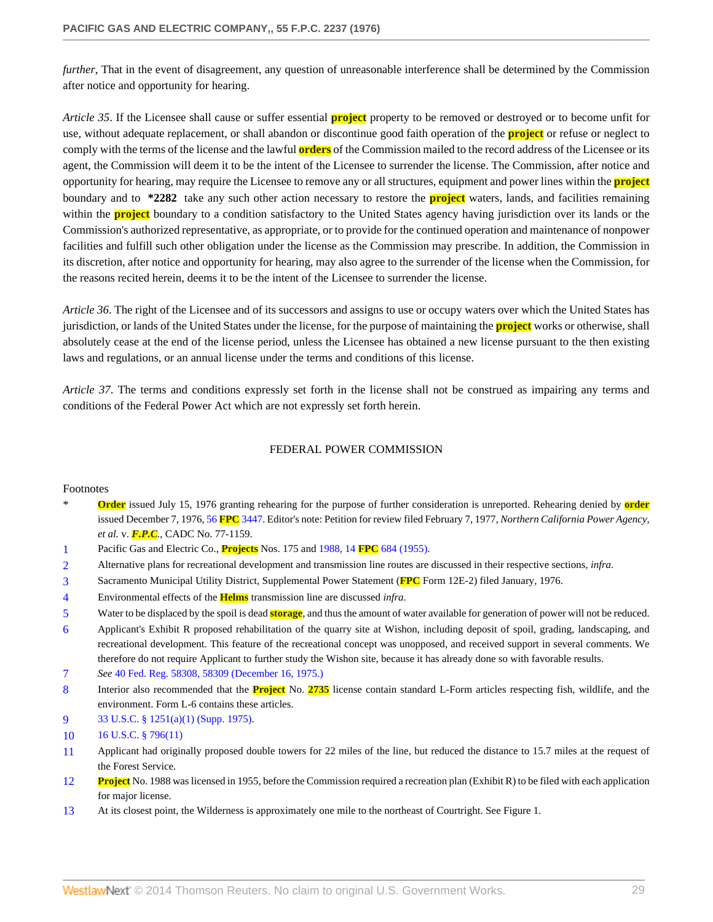*further*, That in the event of disagreement, any question of unreasonable interference shall be determined by the Commission after notice and opportunity for hearing.

*Article 35*. If the Licensee shall cause or suffer essential project property to be removed or destroyed or to become unfit for use, without adequate replacement, or shall abandon or discontinue good faith operation of the project or refuse or neglect to comply with the terms of the license and the lawful orders of the Commission mailed to the record address of the Licensee or its agent, the Commission will deem it to be the intent of the Licensee to surrender the license. The Commission, after notice and opportunity for hearing, may require the Licensee to remove any or all structures, equipment and power lines within the project boundary and to **\*2282** take any such other action necessary to restore the project waters, lands, and facilities remaining within the project boundary to a condition satisfactory to the United States agency having jurisdiction over its lands or the Commission's authorized representative, as appropriate, or to provide for the continued operation and maintenance of nonpower facilities and fulfill such other obligation under the license as the Commission may prescribe. In addition, the Commission in its discretion, after notice and opportunity for hearing, may also agree to the surrender of the license when the Commission, for the reasons recited herein, deems it to be the intent of the Licensee to surrender the license.

*Article 36*. The right of the Licensee and of its successors and assigns to use or occupy waters over which the United States has jurisdiction, or lands of the United States under the license, for the purpose of maintaining the project works or otherwise, shall absolutely cease at the end of the license period, unless the Licensee has obtained a new license pursuant to the then existing laws and regulations, or an annual license under the terms and conditions of this license.

*Article 37*. The terms and conditions expressly set forth in the license shall not be construed as impairing any terms and conditions of the Federal Power Act which are not expressly set forth herein.

FEDERAL POWER COMMISSION

Footnotes

\* Order issued July 15, 1976 granting rehearing for the purpose of further consideration is unreported. Rehearing denied by order issued December 7, 1976, 56 FPC 3447. Editor's note: Petition for review filed February 7, 1977, *Northern California Power Agency, et al.* v. *F.P.C.*, CADC No. 77-1159.

1 Pacific Gas and Electric Co., Projects Nos. 175 and 1988, 14 FPC 684 (1955).

2 Alternative plans for recreational development and transmission line routes are discussed in their respective sections, *infra*.

3 Sacramento Municipal Utility District, Supplemental Power Statement (FPC Form 12E-2) filed January, 1976.

4 Environmental effects of the Helms transmission line are discussed *infra*.

5 Water to be displaced by the spoil is dead storage, and thus the amount of water available for generation of power will not be reduced.

6 Applicant's Exhibit R proposed rehabilitation of the quarry site at Wishon, including deposit of spoil, grading, landscaping, and recreational development. This feature of the recreational concept was unopposed, and received support in several comments. We therefore do not require Applicant to further study the Wishon site, because it has already done so with favorable results.

7 *See* 40 Fed. Reg. 58308, 58309 (December 16, 1975.)

8 Interior also recommended that the Project No. 2735 license contain standard L-Form articles respecting fish, wildlife, and the environment. Form L-6 contains these articles.

9 33 U.S.C. § 1251(a)(1) (Supp. 1975).

10 16 U.S.C. § 796(11)

11 Applicant had originally proposed double towers for 22 miles of the line, but reduced the distance to 15.7 miles at the request of the Forest Service.

12 Project No. 1988 was licensed in 1955, before the Commission required a recreation plan (Exhibit R) to be filed with each application for major license.

13 At its closest point, the Wilderness is approximately one mile to the northeast of Courtright. See Figure 1.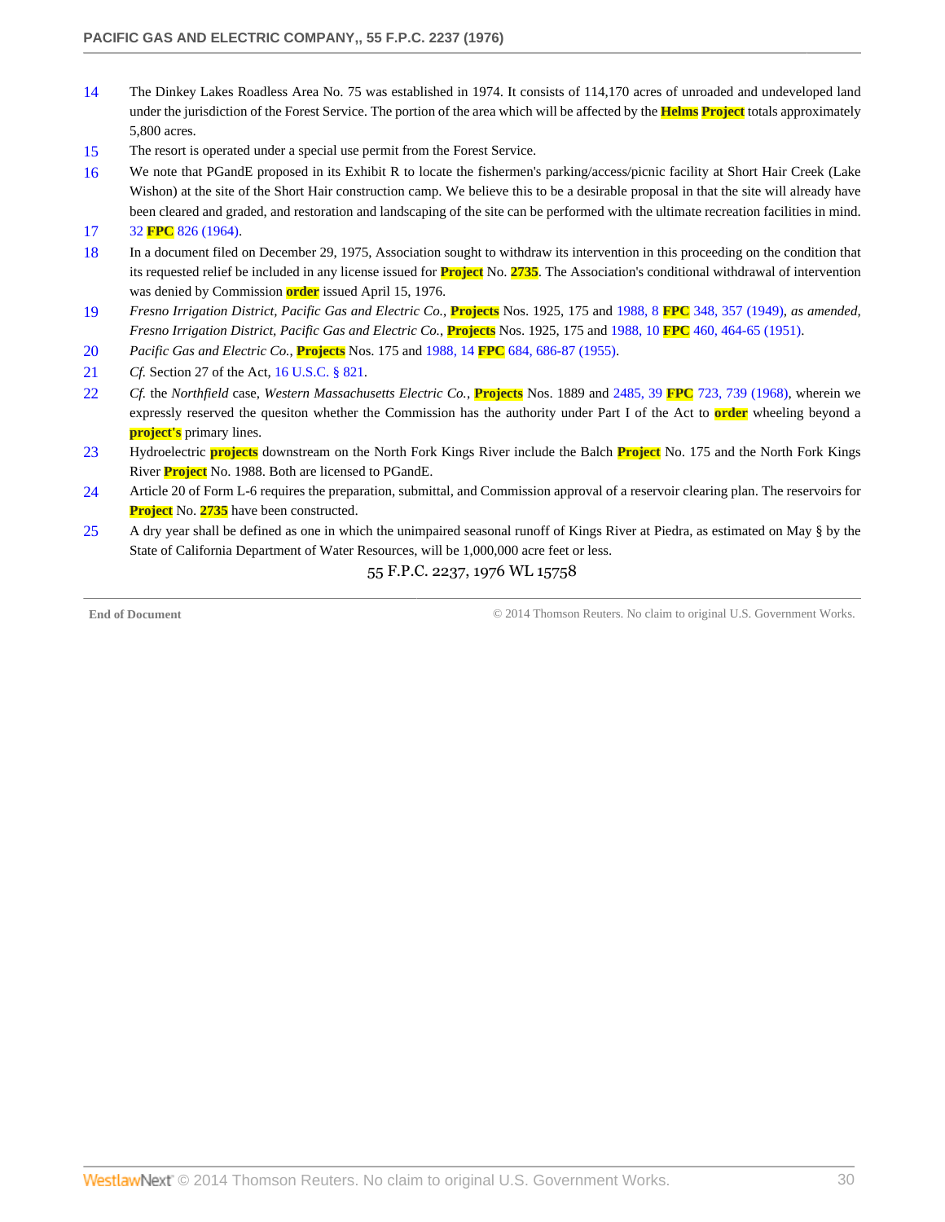14 The Dinkey Lakes Roadless Area No. 75 was established in 1974. It consists of 114,170 acres of unroaded and undeveloped land under the jurisdiction of the Forest Service. The portion of the area which will be affected by the Helms Project totals approximately 5,800 acres.

15 The resort is operated under a special use permit from the Forest Service.

16 We note that PGandE proposed in its Exhibit R to locate the fishermen's parking/access/picnic facility at Short Hair Creek (Lake Wishon) at the site of the Short Hair construction camp. We believe this to be a desirable proposal in that the site will already have been cleared and graded, and restoration and landscaping of the site can be performed with the ultimate recreation facilities in mind.

17 32 FPC 826 (1964).

18 In a document filed on December 29, 1975, Association sought to withdraw its intervention in this proceeding on the condition that its requested relief be included in any license issued for Project No. 2735. The Association's conditional withdrawal of intervention was denied by Commission order issued April 15, 1976.

19 *Fresno Irrigation District, Pacific Gas and Electric Co.*, Projects Nos. 1925, 175 and 1988, 8 FPC 348, 357 (1949), *as amended*, *Fresno Irrigation District, Pacific Gas and Electric Co.*, Projects Nos. 1925, 175 and 1988, 10 FPC 460, 464-65 (1951).

20 *Pacific Gas and Electric Co.*, Projects Nos. 175 and 1988, 14 FPC 684, 686-87 (1955).

21 *Cf.* Section 27 of the Act, 16 U.S.C. § 821.

22 *Cf.* the *Northfield* case, *Western Massachusetts Electric Co.*, Projects Nos. 1889 and 2485, 39 FPC 723, 739 (1968), wherein we expressly reserved the quesiton whether the Commission has the authority under Part I of the Act to order wheeling beyond a project's primary lines.

23 Hydroelectric projects downstream on the North Fork Kings River include the Balch Project No. 175 and the North Fork Kings River Project No. 1988. Both are licensed to PGandE.

24 Article 20 of Form L-6 requires the preparation, submittal, and Commission approval of a reservoir clearing plan. The reservoirs for Project No. 2735 have been constructed.

25 A dry year shall be defined as one in which the unimpaired seasonal runoff of Kings River at Piedra, as estimated on May § by the State of California Department of Water Resources, will be 1,000,000 acre feet or less.

55 F.P.C. 2237, 1976 WL 15758

End of Document © 2014 Thomson Reuters. No claim to original U.S. Government Works.